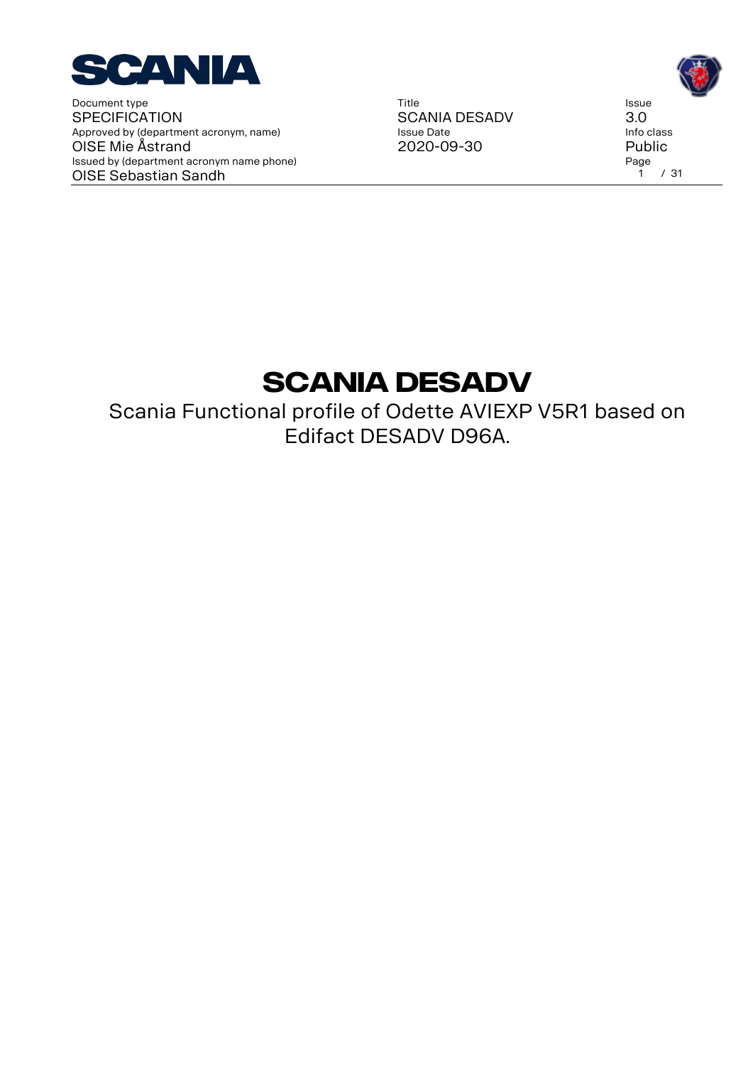| Document type | Title | Issue |
| --- | --- | --- |
| SPECIFICATION | SCANIA DESADV | 3.0 |
| Approved by (department acronym, name) | Issue Date | Info class |
| OISE Mie Åstrand | 2020-09-30 | Public |
| Issued by (department acronym name phone) | | |
| OISE Sebastian Sandh | | |

# SCANIA DESADV

Scania Functional profile of Odette AVIEXP V5R1 based on Edifact DESADV D96A.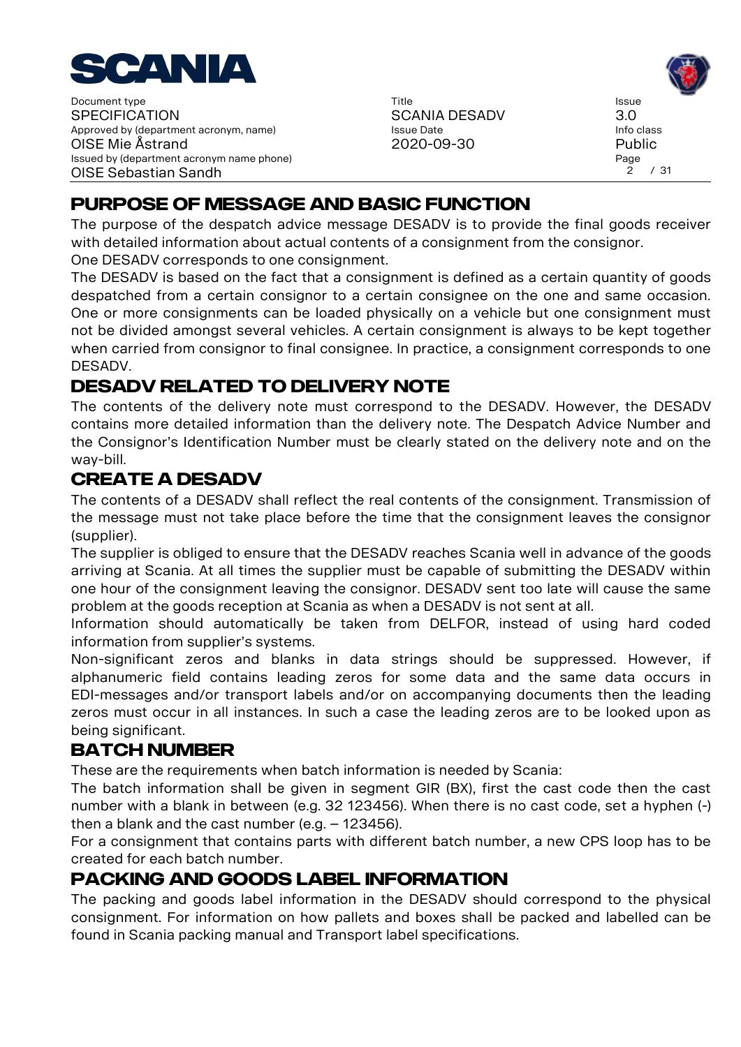## PURPOSE OF MESSAGE AND BASIC FUNCTION

The purpose of the despatch advice message DESADV is to provide the final goods receiver with detailed information about actual contents of a consignment from the consignor.

One DESADV corresponds to one consignment.

The DESADV is based on the fact that a consignment is defined as a certain quantity of goods despatched from a certain consignor to a certain consignee on the one and same occasion. One or more consignments can be loaded physically on a vehicle but one consignment must not be divided amongst several vehicles. A certain consignment is always to be kept together when carried from consignor to final consignee. In practice, a consignment corresponds to one DESADV.

## DESADV RELATED TO DELIVERY NOTE

The contents of the delivery note must correspond to the DESADV. However, the DESADV contains more detailed information than the delivery note. The Despatch Advice Number and the Consignor's Identification Number must be clearly stated on the delivery note and on the way-bill.

## CREATE A DESADV

The contents of a DESADV shall reflect the real contents of the consignment. Transmission of the message must not take place before the time that the consignment leaves the consignor (supplier).

The supplier is obliged to ensure that the DESADV reaches Scania well in advance of the goods arriving at Scania. At all times the supplier must be capable of submitting the DESADV within one hour of the consignment leaving the consignor. DESADV sent too late will cause the same problem at the goods reception at Scania as when a DESADV is not sent at all.

Information should automatically be taken from DELFOR, instead of using hard coded information from supplier's systems.

Non-significant zeros and blanks in data strings should be suppressed. However, if alphanumeric field contains leading zeros for some data and the same data occurs in EDI-messages and/or transport labels and/or on accompanying documents then the leading zeros must occur in all instances. In such a case the leading zeros are to be looked upon as being significant.

## BATCH NUMBER

These are the requirements when batch information is needed by Scania:

The batch information shall be given in segment GIR (BX), first the cast code then the cast number with a blank in between (e.g. 32 123456). When there is no cast code, set a hyphen (-) then a blank and the cast number (e.g. – 123456).

For a consignment that contains parts with different batch number, a new CPS loop has to be created for each batch number.

## PACKING AND GOODS LABEL INFORMATION

The packing and goods label information in the DESADV should correspond to the physical consignment. For information on how pallets and boxes shall be packed and labelled can be found in Scania packing manual and Transport label specifications.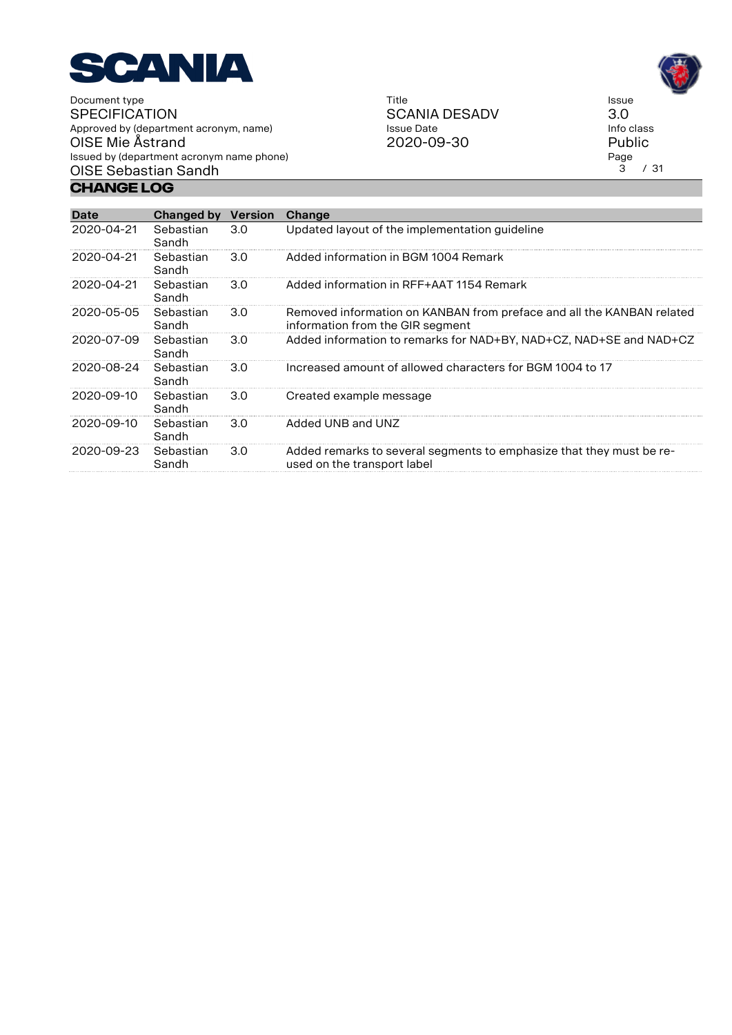# CHANGE LOG

| Date | Changed by | Version | Change |
|---|---|---|---|
| 2020-04-21 | Sebastian Sandh | 3.0 | Updated layout of the implementation guideline |
| 2020-04-21 | Sebastian Sandh | 3.0 | Added information in BGM 1004 Remark |
| 2020-04-21 | Sebastian Sandh | 3.0 | Added information in RFF+AAT 1154 Remark |
| 2020-05-05 | Sebastian Sandh | 3.0 | Removed information on KANBAN from preface and all the KANBAN related information from the GIR segment |
| 2020-07-09 | Sebastian Sandh | 3.0 | Added information to remarks for NAD+BY, NAD+CZ, NAD+SE and NAD+CZ |
| 2020-08-24 | Sebastian Sandh | 3.0 | Increased amount of allowed characters for BGM 1004 to 17 |
| 2020-09-10 | Sebastian Sandh | 3.0 | Created example message |
| 2020-09-10 | Sebastian Sandh | 3.0 | Added UNB and UNZ |
| 2020-09-23 | Sebastian Sandh | 3.0 | Added remarks to several segments to emphasize that they must be re-used on the transport label |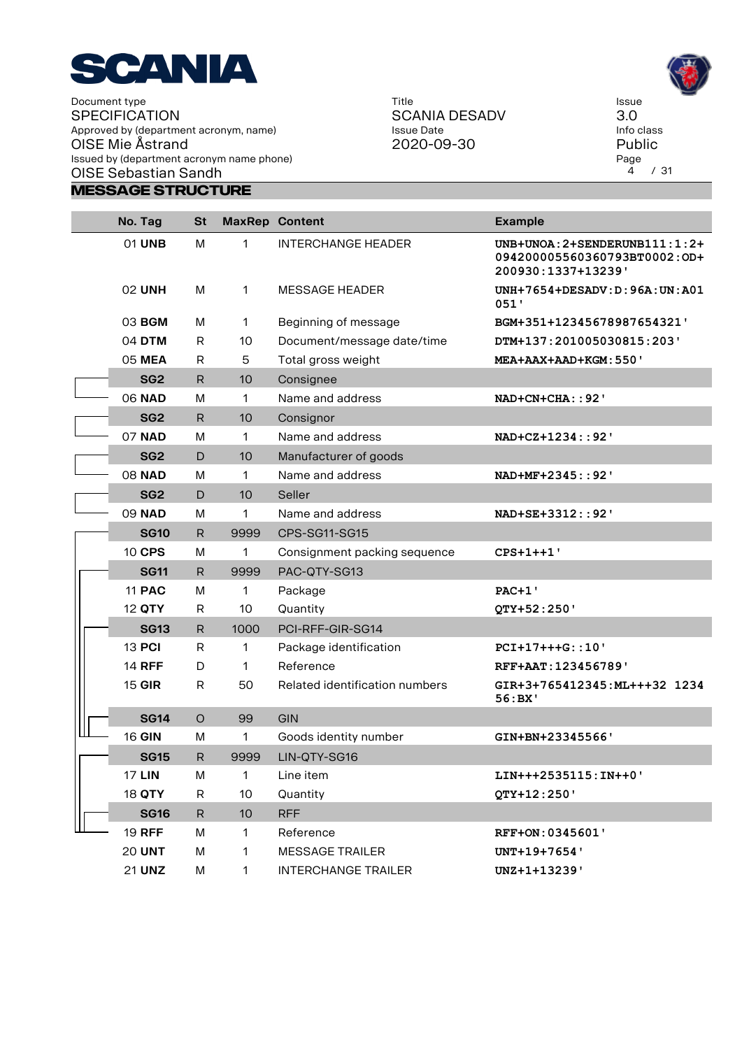## MESSAGE STRUCTURE

| No. | Tag | St | MaxRep | Content | Example |
|---|---|---|---|---|---|
| 01 | **UNB** | M | 1 | INTERCHANGE HEADER | UNB+UNOA:2+SENDERUNB111:1:2+0942000055603607 93BT0002:OD+200930:1337+13239' |
| 02 | **UNH** | M | 1 | MESSAGE HEADER | UNH+7654+DESADV:D:96A:UN:A01051' |
| 03 | **BGM** | M | 1 | Beginning of message | BGM+351+12345678987654321' |
| 04 | **DTM** | R | 10 | Document/message date/time | DTM+137:201005030815:203' |
| 05 | **MEA** | R | 5 | Total gross weight | MEA+AAX+AAD+KGM:550' |
| | **SG2** | R | 10 | Consignee | |
| 06 | **NAD** | M | 1 | Name and address | NAD+CN+CHA::92' |
| | **SG2** | R | 10 | Consignor | |
| 07 | **NAD** | M | 1 | Name and address | NAD+CZ+1234::92' |
| | **SG2** | D | 10 | Manufacturer of goods | |
| 08 | **NAD** | M | 1 | Name and address | NAD+MF+2345::92' |
| | **SG2** | D | 10 | Seller | |
| 09 | **NAD** | M | 1 | Name and address | NAD+SE+3312::92' |
| | **SG10** | R | 9999 | CPS-SG11-SG15 | |
| 10 | **CPS** | M | 1 | Consignment packing sequence | CPS+1++1' |
| | **SG11** | R | 9999 | PAC-QTY-SG13 | |
| 11 | **PAC** | M | 1 | Package | PAC+1' |
| 12 | **QTY** | R | 10 | Quantity | QTY+52:250' |
| | **SG13** | R | 1000 | PCI-RFF-GIR-SG14 | |
| 13 | **PCI** | R | 1 | Package identification | PCI+17+++G::10' |
| 14 | **RFF** | D | 1 | Reference | RFF+AAT:123456789' |
| 15 | **GIR** | R | 50 | Related identification numbers | GIR+3+765412345:ML+++32 123456:BX' |
| | **SG14** | O | 99 | GIN | |
| 16 | **GIN** | M | 1 | Goods identity number | GIN+BN+23345566' |
| | **SG15** | R | 9999 | LIN-QTY-SG16 | |
| 17 | **LIN** | M | 1 | Line item | LIN+++2535115:IN++0' |
| 18 | **QTY** | R | 10 | Quantity | QTY+12:250' |
| | **SG16** | R | 10 | RFF | |
| 19 | **RFF** | M | 1 | Reference | RFF+ON:0345601' |
| 20 | **UNT** | M | 1 | MESSAGE TRAILER | UNT+19+7654' |
| 21 | **UNZ** | M | 1 | INTERCHANGE TRAILER | UNZ+1+13239' |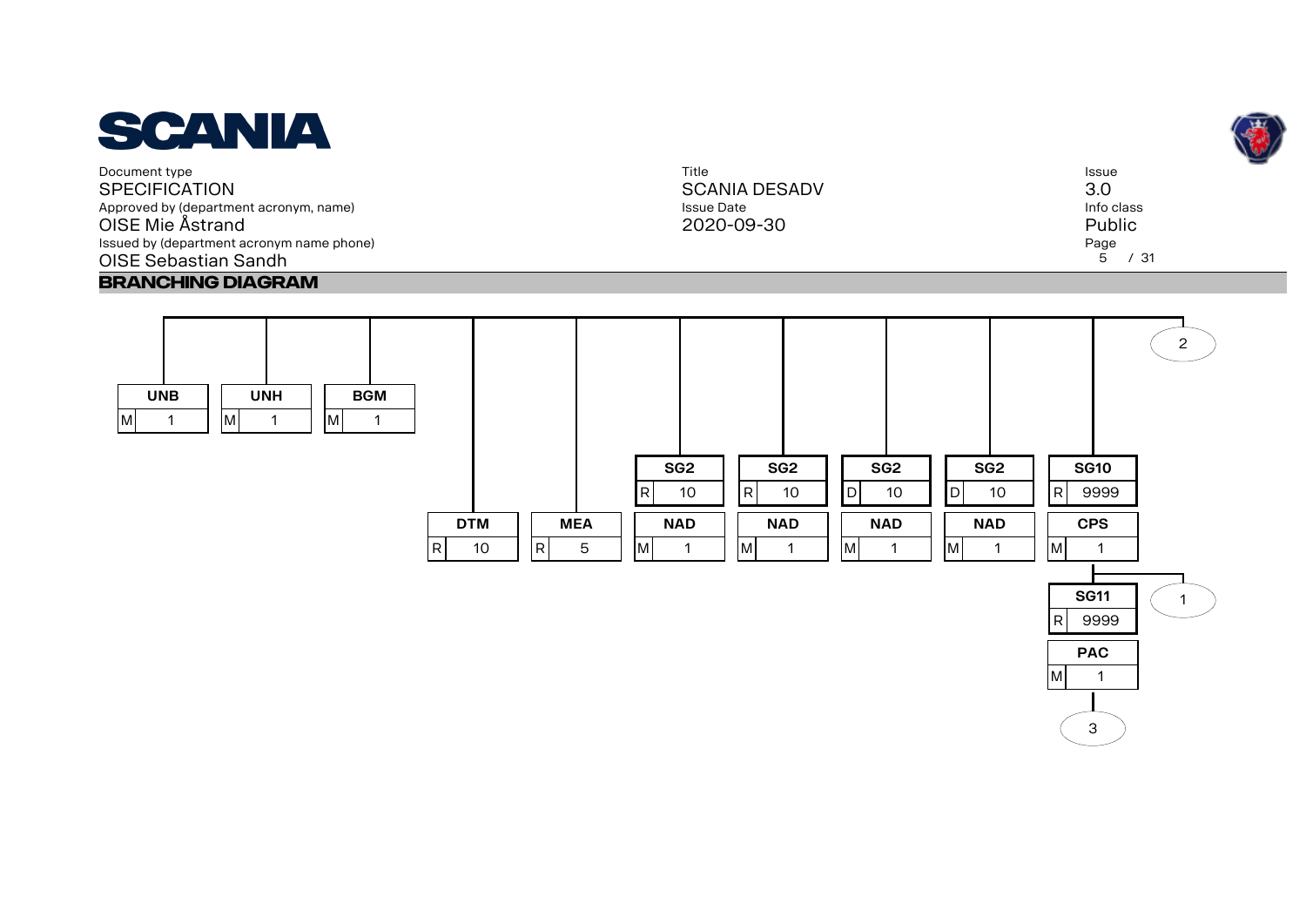## BRANCHING DIAGRAM

| Segment | Status | Repeat |
|---|---|---|
| UNB | M | 1 |
| UNH | M | 1 |
| BGM | M | 1 |
| DTM | R | 10 |
| MEA | R | 5 |
| SG2 | R | 10 |
| NAD | M | 1 |
| SG2 | R | 10 |
| NAD | M | 1 |
| SG2 | D | 10 |
| NAD | M | 1 |
| SG2 | D | 10 |
| NAD | M | 1 |
| SG10 | R | 9999 |
| CPS | M | 1 |
| SG11 | R | 9999 |
| PAC | M | 1 |

Connectors: 2 (continuation of top level after SG10), 1 (continuation of SG10 after SG11), 3 (continuation below PAC).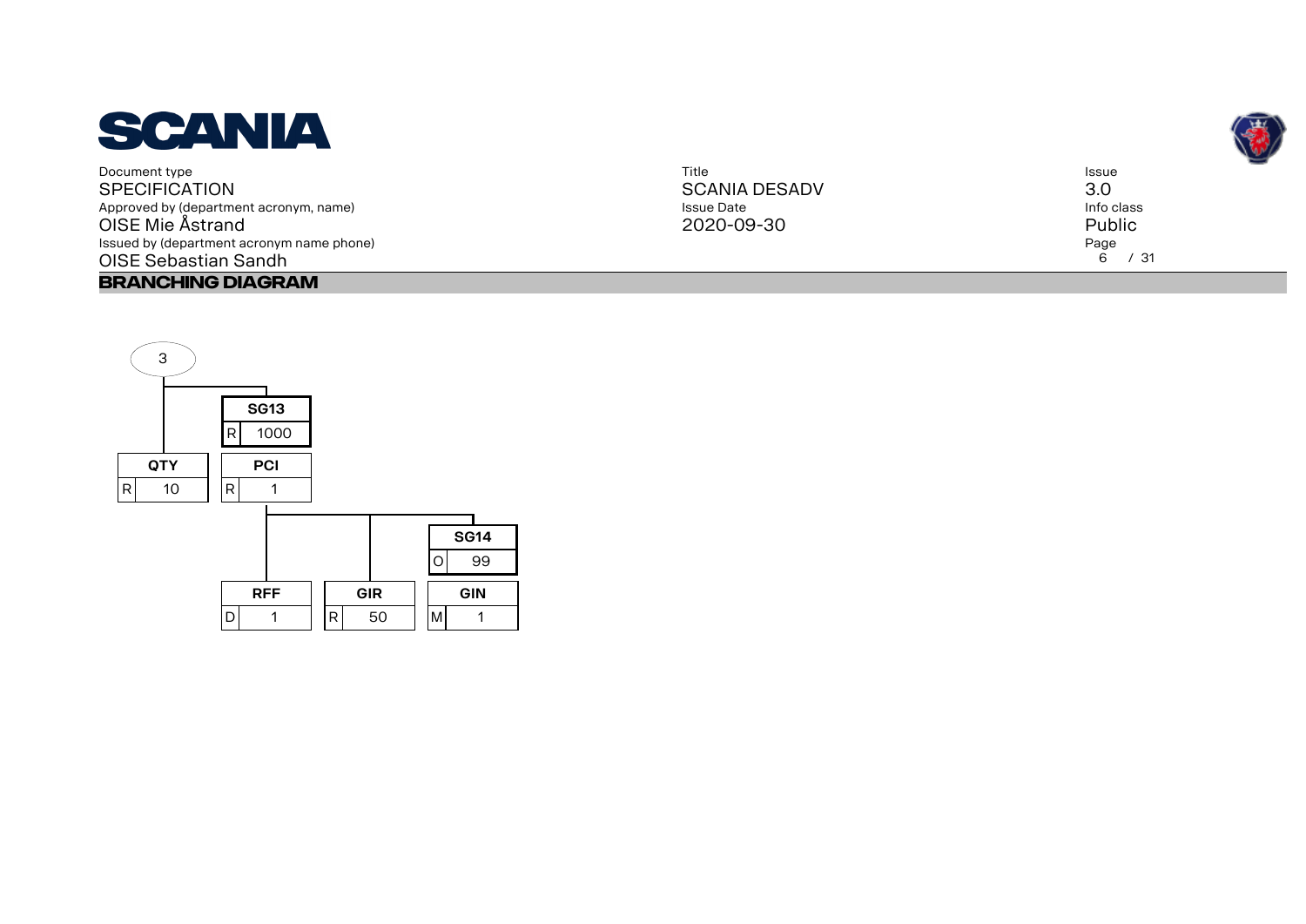## BRANCHING DIAGRAM

3

| Segment | Status | Repeat |
| --- | --- | --- |
| QTY | R | 10 |
| SG13 | R | 1000 |
| PCI | R | 1 |
| RFF | D | 1 |
| GIR | R | 50 |
| SG14 | O | 99 |
| GIN | M | 1 |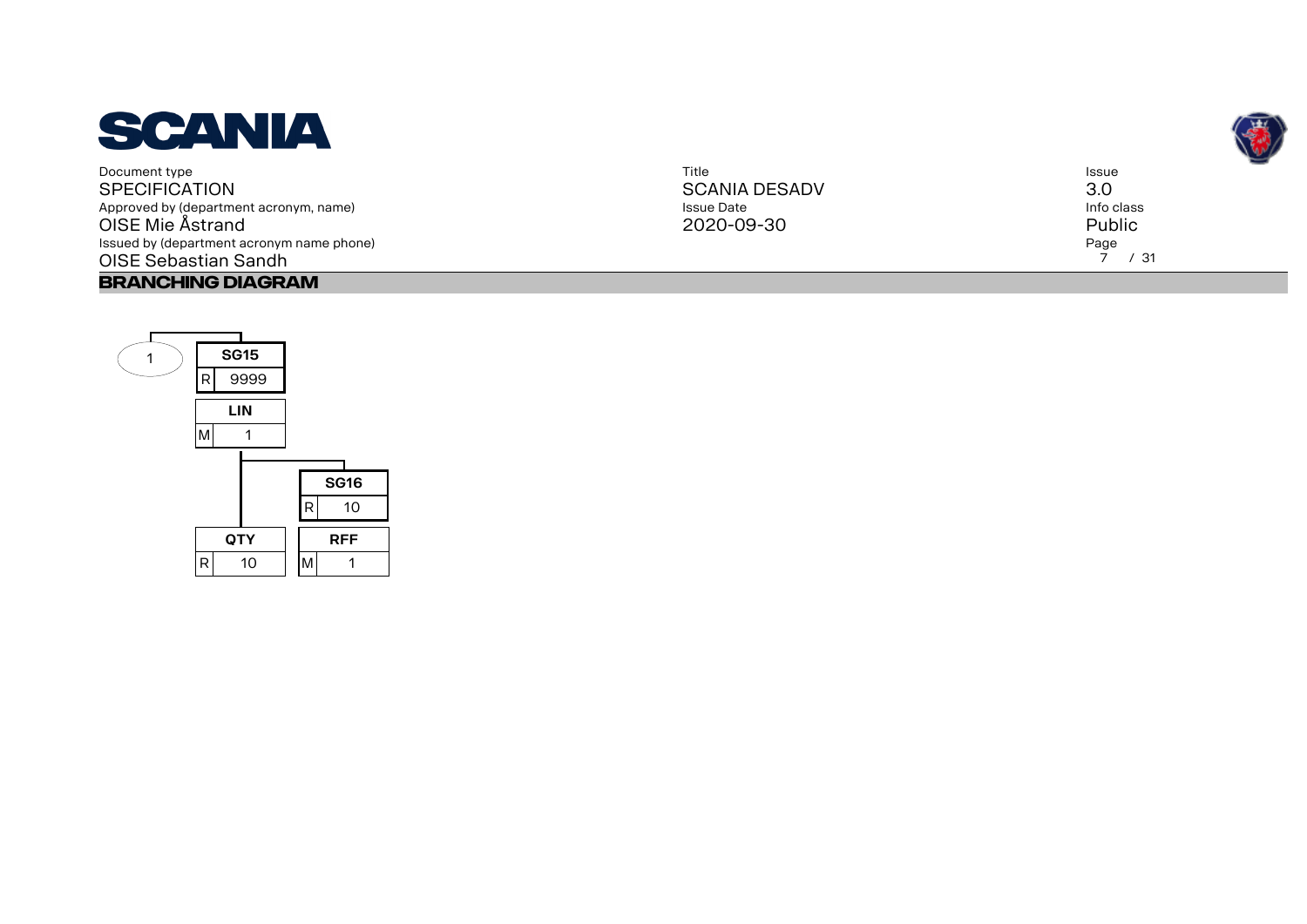## BRANCHING DIAGRAM

1

| SG15 | |
|---|---|
| R | 9999 |

| LIN | |
|---|---|
| M | 1 |

| QTY | |
|---|---|
| R | 10 |

| SG16 | |
|---|---|
| R | 10 |

| RFF | |
|---|---|
| M | 1 |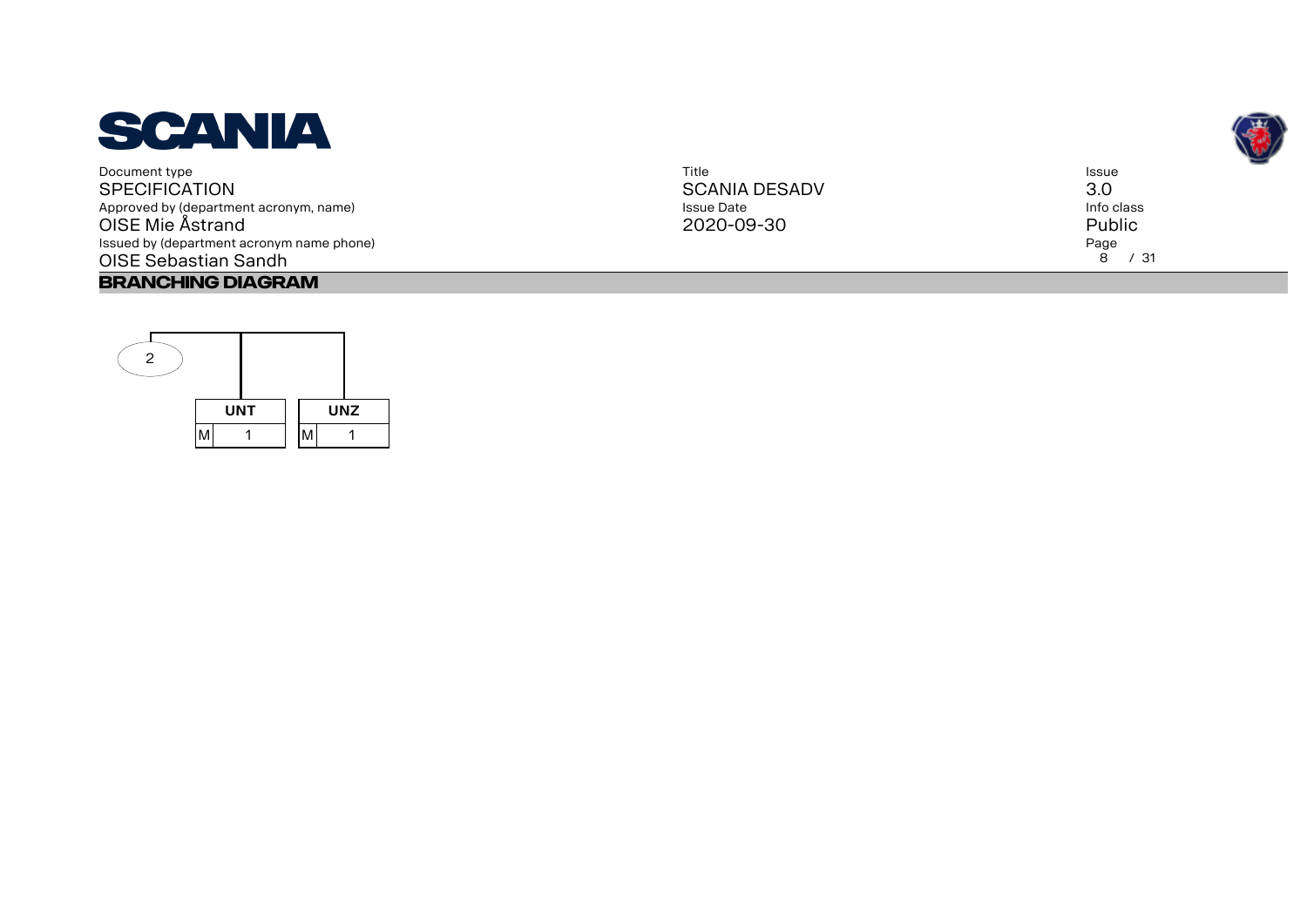## BRANCHING DIAGRAM

2

| UNT | | UNZ | |
|---|---|---|---|
| M | 1 | M | 1 |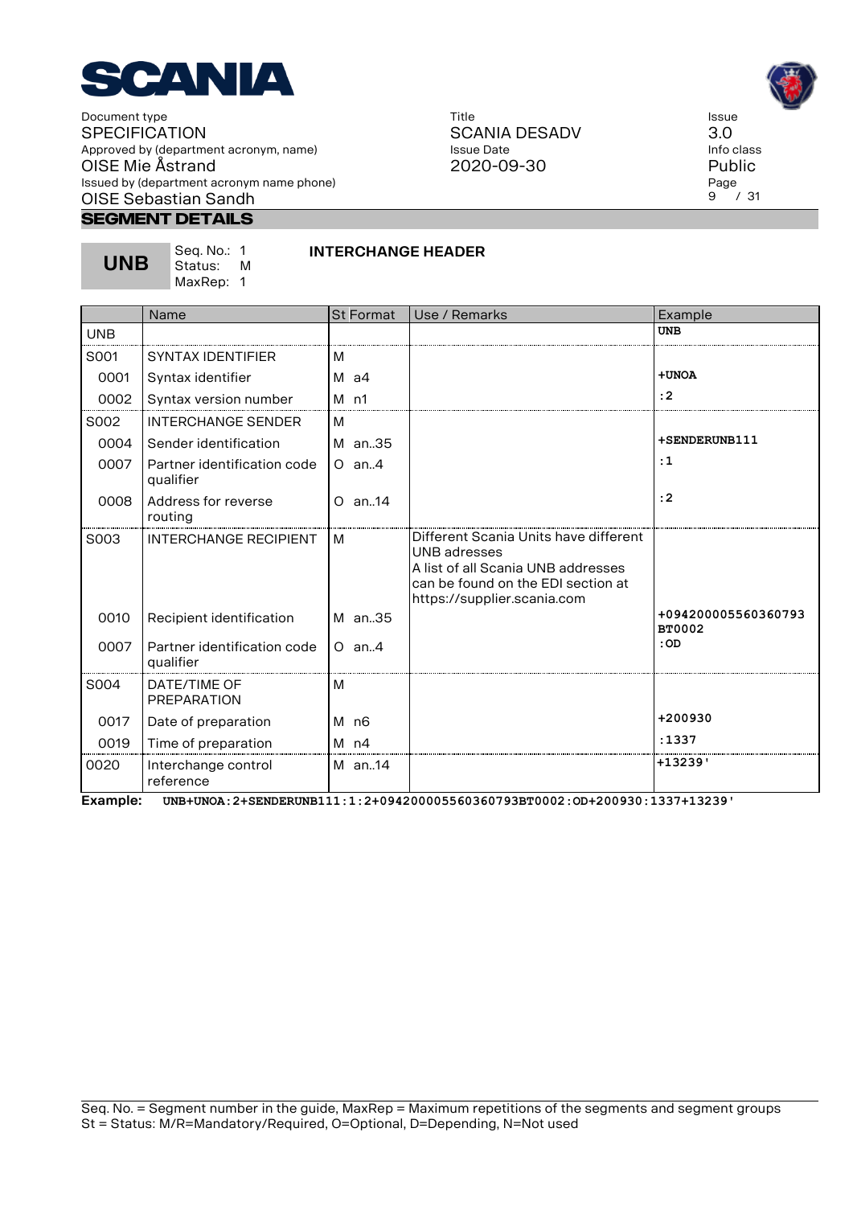## SEGMENT DETAILS

**UNB** Seq. No.: 1 Status: M MaxRep: 1

**INTERCHANGE HEADER**

| | Name | St | Format | Use / Remarks | Example |
|---|---|---|---|---|---|
| UNB | | | | | **UNB** |
| S001 | SYNTAX IDENTIFIER | M | | | |
| 0001 | Syntax identifier | M | a4 | | **+UNOA** |
| 0002 | Syntax version number | M | n1 | | **:2** |
| S002 | INTERCHANGE SENDER | M | | | |
| 0004 | Sender identification | M | an..35 | | **+SENDERUNB111** |
| 0007 | Partner identification code qualifier | O | an..4 | | **:1** |
| 0008 | Address for reverse routing | O | an..14 | | **:2** |
| S003 | INTERCHANGE RECIPIENT | M | | Different Scania Units have different UNB adresses<br>A list of all Scania UNB addresses can be found on the EDI section at https://supplier.scania.com | |
| 0010 | Recipient identification | M | an..35 | | **+094200005560360793 BT0002** |
| 0007 | Partner identification code qualifier | O | an..4 | | **:OD** |
| S004 | DATE/TIME OF PREPARATION | M | | | |
| 0017 | Date of preparation | M | n6 | | **+200930** |
| 0019 | Time of preparation | M | n4 | | **:1337** |
| 0020 | Interchange control reference | M | an..14 | | **+13239'** |

**Example:** **UNB+UNOA:2+SENDERUNB111:1:2+094200005560360793BT0002:OD+200930:1337+13239'**

Seq. No. = Segment number in the guide, MaxRep = Maximum repetitions of the segments and segment groups
St = Status: M/R=Mandatory/Required, O=Optional, D=Depending, N=Not used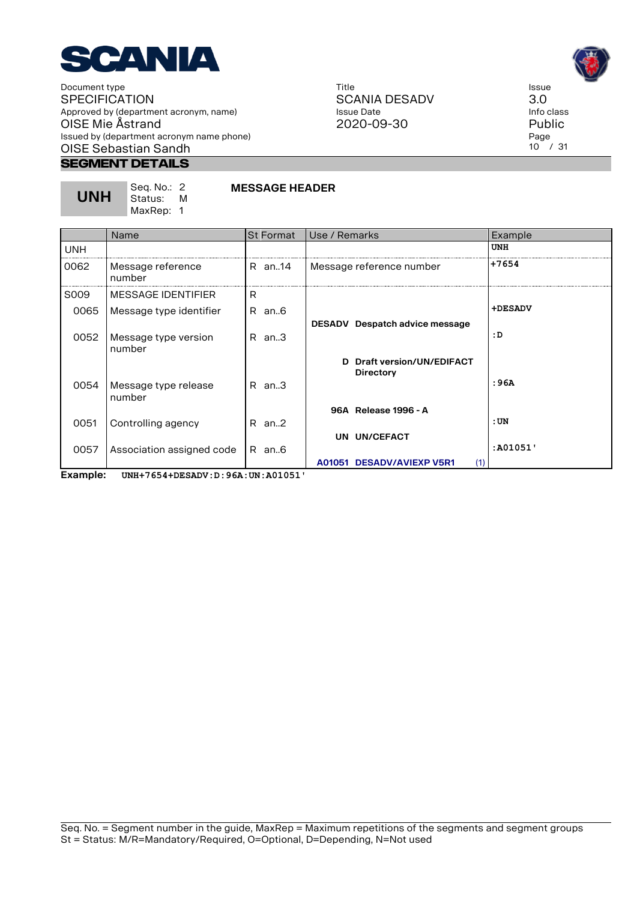## SEGMENT DETAILS

**UNH** Seq. No.: 2 Status: M MaxRep: 1 **MESSAGE HEADER**

| | Name | St | Format | Use / Remarks | Example |
|---|---|---|---|---|---|
| UNH | | | | | **UNH** |
| 0062 | Message reference number | R | an..14 | Message reference number | **+7654** |
| S009 | MESSAGE IDENTIFIER | R | | | |
| 0065 | Message type identifier | R | an..6 | **DESADV Despatch advice message** | **+DESADV** |
| 0052 | Message type version number | R | an..3 | **D Draft version/UN/EDIFACT Directory** | **:D** |
| 0054 | Message type release number | R | an..3 | **96A Release 1996 - A** | **:96A** |
| 0051 | Controlling agency | R | an..2 | **UN UN/CEFACT** | **:UN** |
| 0057 | Association assigned code | R | an..6 | **A01051 DESADV/AVIEXP V5R1** (1) | **:A01051'** |

**Example:** `UNH+7654+DESADV:D:96A:UN:A01051'`

Seq. No. = Segment number in the guide, MaxRep = Maximum repetitions of the segments and segment groups
St = Status: M/R=Mandatory/Required, O=Optional, D=Depending, N=Not used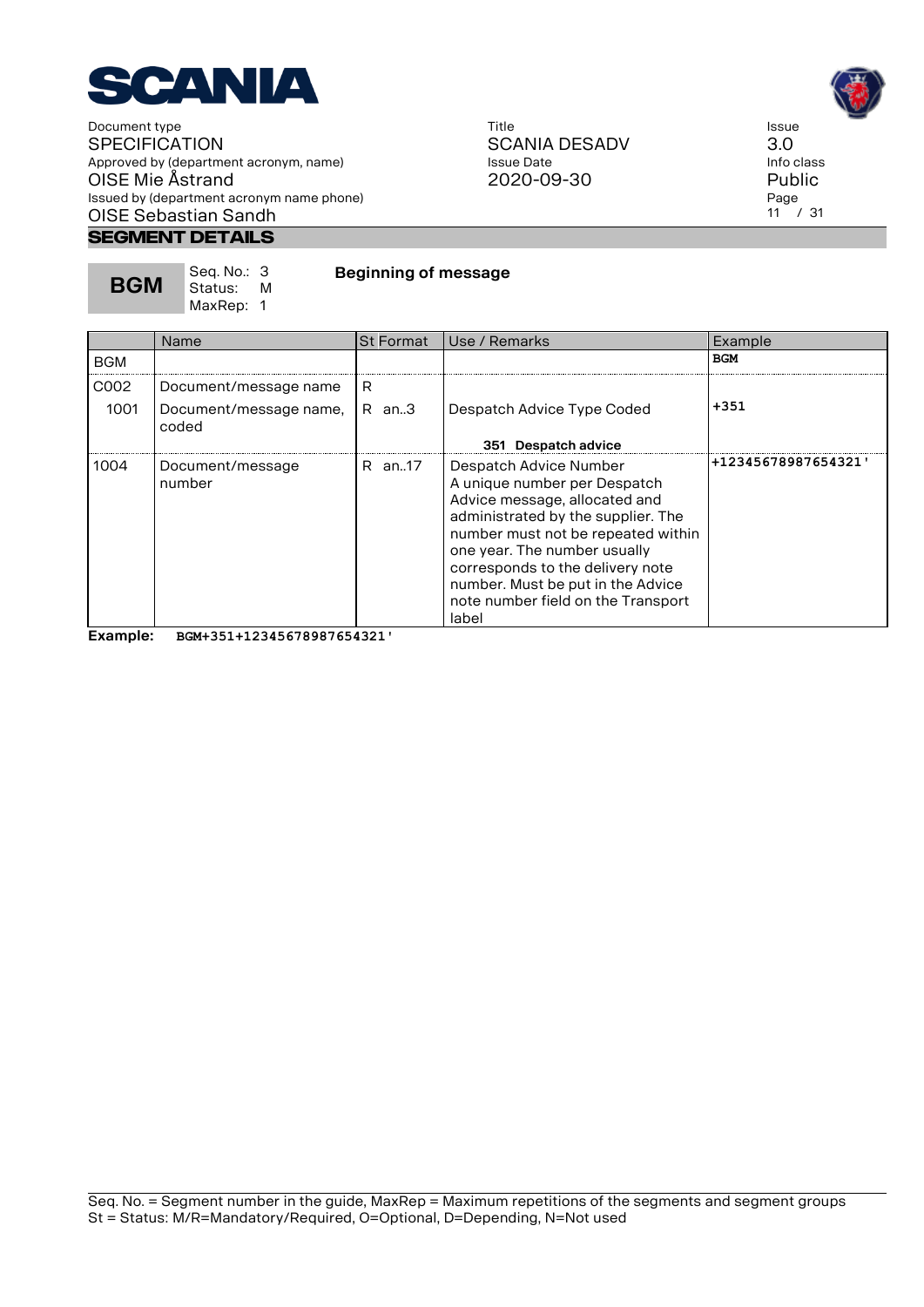## SEGMENT DETAILS

**BGM** — Seq. No.: 3, Status: M, MaxRep: 1

**Beginning of message**

| | Name | St | Format | Use / Remarks | Example |
|---|---|---|---|---|---|
| BGM | | | | | **BGM** |
| C002 | Document/message name | R | | | |
| 1001 | Document/message name, coded | R | an..3 | Despatch Advice Type Coded<br><br>**351 Despatch advice** | **+351** |
| 1004 | Document/message number | R | an..17 | Despatch Advice Number<br>A unique number per Despatch Advice message, allocated and administrated by the supplier. The number must not be repeated within one year. The number usually corresponds to the delivery note number. Must be put in the Advice note number field on the Transport label | **+12345678987654321'** |

**Example:** `BGM+351+12345678987654321'`

Seq. No. = Segment number in the guide, MaxRep = Maximum repetitions of the segments and segment groups
St = Status: M/R=Mandatory/Required, O=Optional, D=Depending, N=Not used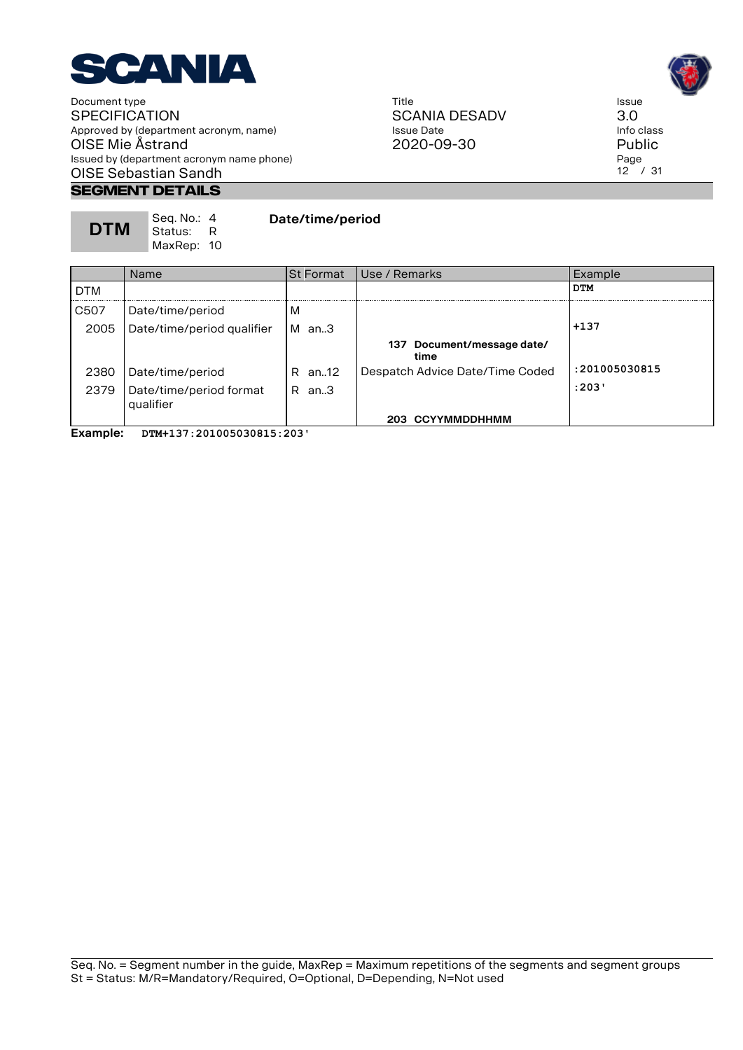## SEGMENT DETAILS

**DTM** | Seq. No.: 4 | Status: R | MaxRep: 10

**Date/time/period**

| | Name | St | Format | Use / Remarks | Example |
|---|---|---|---|---|---|
| DTM | | | | | DTM |
| C507 | Date/time/period | M | | | |
| 2005 | Date/time/period qualifier | M | an..3 | | +137 |
| | | | | **137 Document/message date/ time** | |
| 2380 | Date/time/period | R | an..12 | Despatch Advice Date/Time Coded | :201005030815 |
| 2379 | Date/time/period format qualifier | R | an..3 | | :203' |
| | | | | **203 CCYYMMDDHHMM** | |

**Example:** `DTM+137:201005030815:203'`

Seq. No. = Segment number in the guide, MaxRep = Maximum repetitions of the segments and segment groups
St = Status: M/R=Mandatory/Required, O=Optional, D=Depending, N=Not used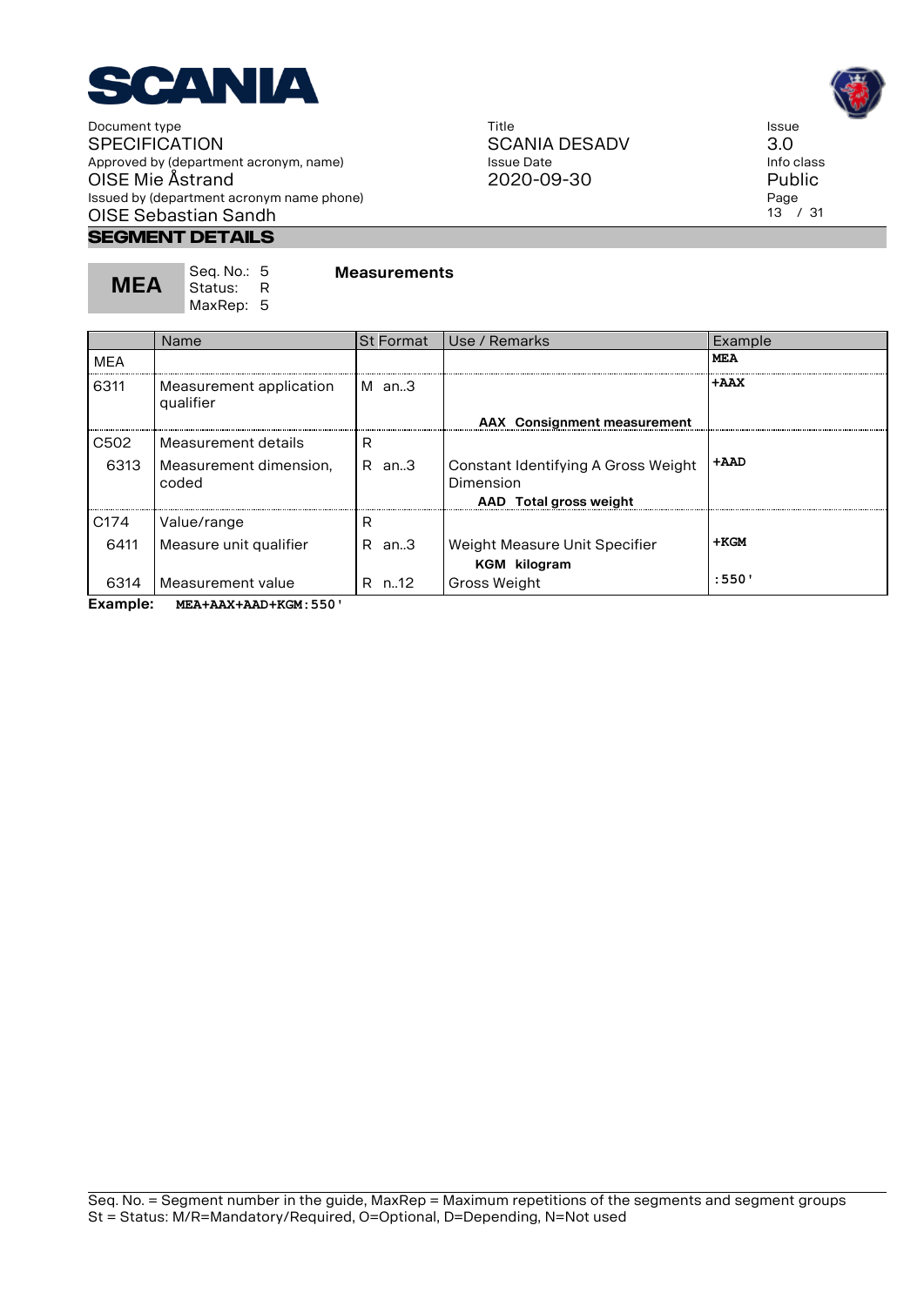## SEGMENT DETAILS

**MEA** — Seq. No.: 5, Status: R, MaxRep: 5

**Measurements**

| | Name | St | Format | Use / Remarks | Example |
|---|---|---|---|---|---|
| MEA | | | | | **MEA** |
| 6311 | Measurement application qualifier | M | an..3 | **AAX Consignment measurement** | **+AAX** |
| C502 | Measurement details | R | | | |
| 6313 | Measurement dimension, coded | R | an..3 | Constant Identifying A Gross Weight Dimension<br>**AAD Total gross weight** | **+AAD** |
| C174 | Value/range | R | | | |
| 6411 | Measure unit qualifier | R | an..3 | Weight Measure Unit Specifier<br>**KGM kilogram** | **+KGM** |
| 6314 | Measurement value | R | n..12 | Gross Weight | **:550'** |

**Example:** `MEA+AAX+AAD+KGM:550'`

Seq. No. = Segment number in the guide, MaxRep = Maximum repetitions of the segments and segment groups
St = Status: M/R=Mandatory/Required, O=Optional, D=Depending, N=Not used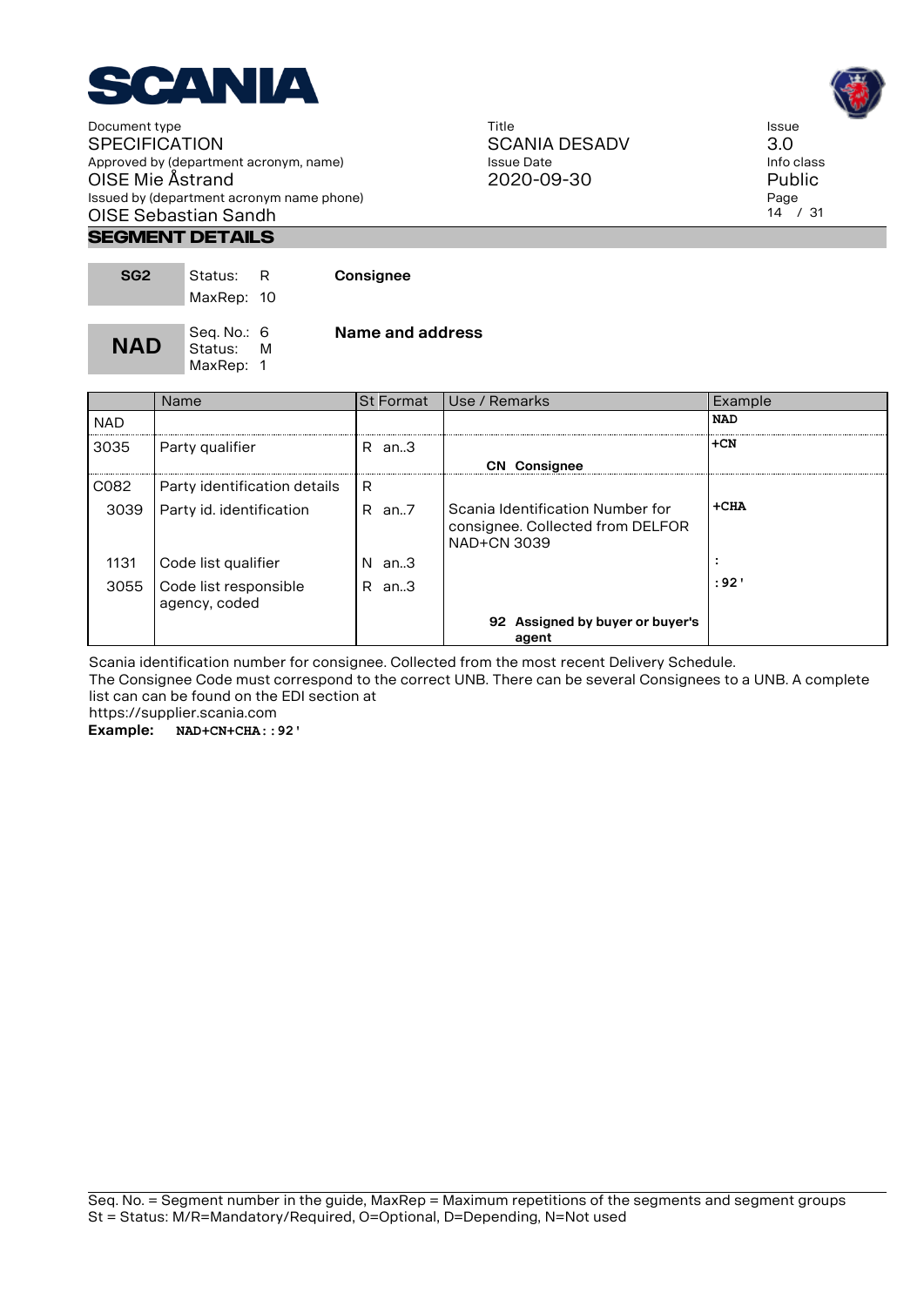## SEGMENT DETAILS

| SG2 | Status: R<br>MaxRep: 10 | **Consignee** |
|---|---|---|

| NAD | Seq. No.: 6<br>Status: M<br>MaxRep: 1 | **Name and address** |
|---|---|---|

| | Name | St Format | Use / Remarks | Example |
|---|---|---|---|---|
| NAD | | | | **NAD** |
| 3035 | Party qualifier | R an..3 | **CN Consignee** | **+CN** |
| C082 | Party identification details | R | | |
| 3039 | Party id. identification | R an..7 | Scania Identification Number for consignee. Collected from DELFOR NAD+CN 3039 | **+CHA** |
| 1131 | Code list qualifier | N an..3 | | **:** |
| 3055 | Code list responsible agency, coded | R an..3 | **92 Assigned by buyer or buyer's agent** | **:92'** |

Scania identification number for consignee. Collected from the most recent Delivery Schedule.
The Consignee Code must correspond to the correct UNB. There can be several Consignees to a UNB. A complete list can can be found on the EDI section at
https://supplier.scania.com

**Example:** `NAD+CN+CHA::92'`

Seq. No. = Segment number in the guide, MaxRep = Maximum repetitions of the segments and segment groups
St = Status: M/R=Mandatory/Required, O=Optional, D=Depending, N=Not used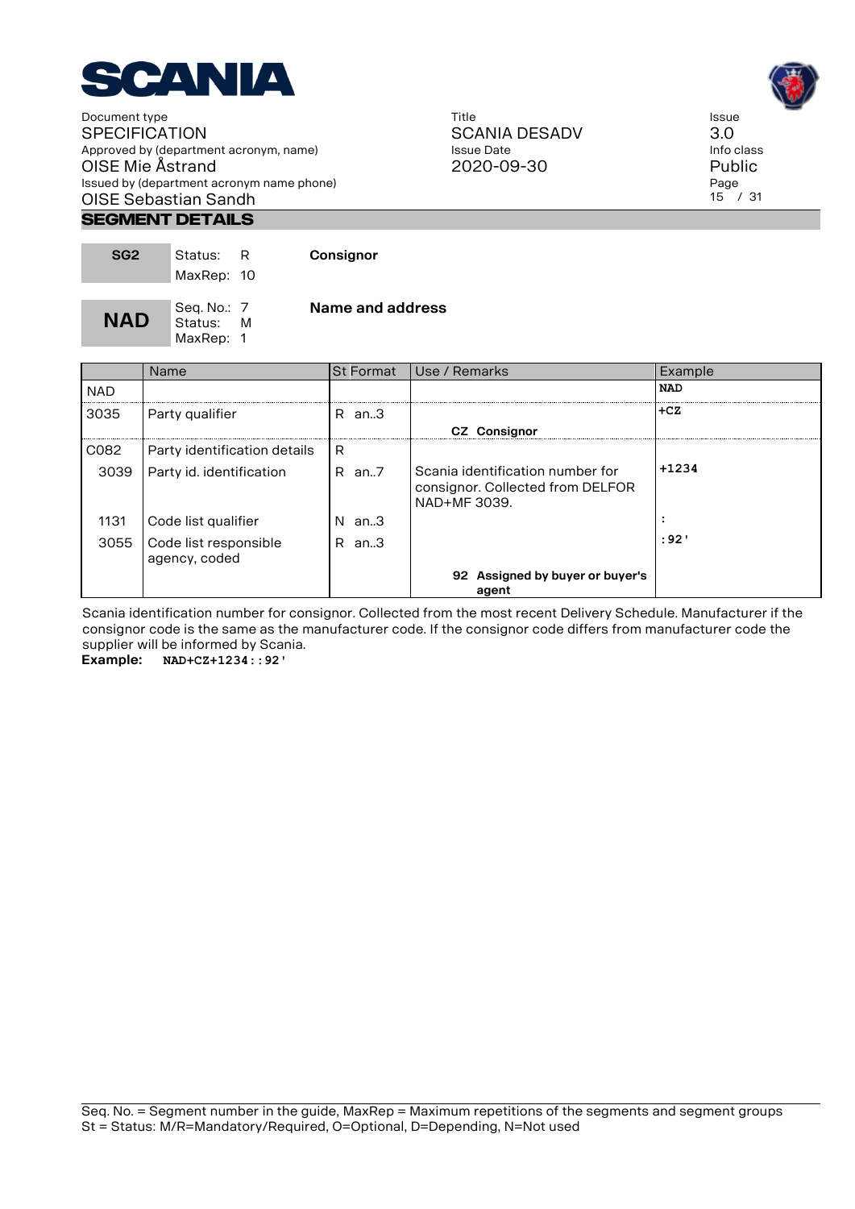## SEGMENT DETAILS

| SG2 | Status: R<br>MaxRep: 10 | **Consignor** |
|---|---|---|

| **NAD** | Seq. No.: 7<br>Status: M<br>MaxRep: 1 | **Name and address** |
|---|---|---|

| | Name | St | Format | Use / Remarks | Example |
|---|---|---|---|---|---|
| NAD | | | | | **NAD** |
| 3035 | Party qualifier | R | an..3 | **CZ Consignor** | **+CZ** |
| C082 | Party identification details | R | | | |
| 3039 | Party id. identification | R | an..7 | Scania identification number for consignor. Collected from DELFOR NAD+MF 3039. | **+1234** |
| 1131 | Code list qualifier | N | an..3 | | **:** |
| 3055 | Code list responsible agency, coded | R | an..3 | **92 Assigned by buyer or buyer's agent** | **:92'** |

Scania identification number for consignor. Collected from the most recent Delivery Schedule. Manufacturer if the consignor code is the same as the manufacturer code. If the consignor code differs from manufacturer code the supplier will be informed by Scania.

**Example:** `NAD+CZ+1234::92'`

Seq. No. = Segment number in the guide, MaxRep = Maximum repetitions of the segments and segment groups
St = Status: M/R=Mandatory/Required, O=Optional, D=Depending, N=Not used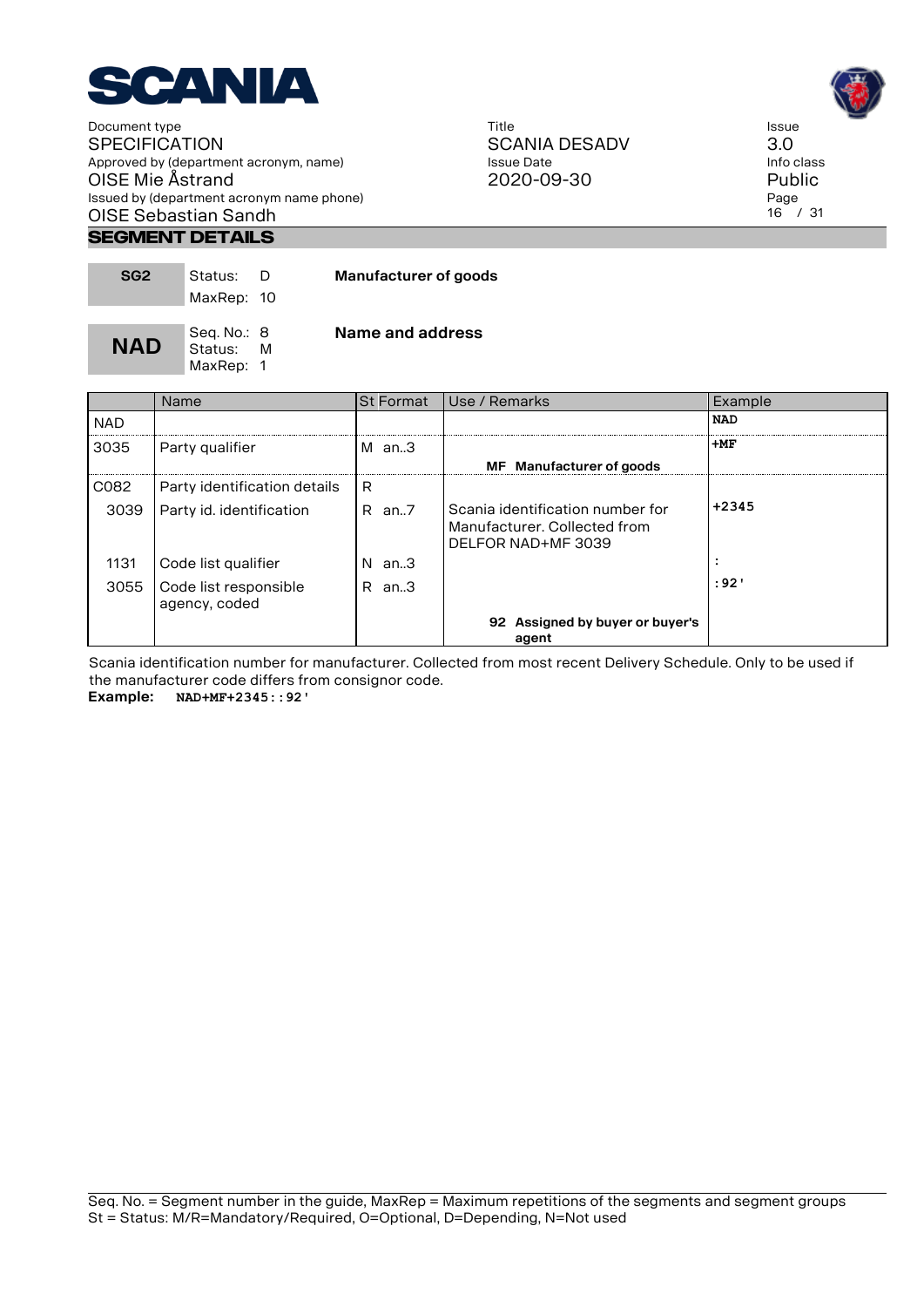## SEGMENT DETAILS

| **SG2** | Status: D<br>MaxRep: 10 | **Manufacturer of goods** |
|---|---|---|

| **NAD** | Seq. No.: 8<br>Status: M<br>MaxRep: 1 | **Name and address** |
|---|---|---|

| | Name | St | Format | Use / Remarks | Example |
|---|---|---|---|---|---|
| NAD | | | | | **NAD** |
| 3035 | Party qualifier | M | an..3 | **MF Manufacturer of goods** | **+MF** |
| C082 | Party identification details | R | | | |
| 3039 | Party id. identification | R | an..7 | Scania identification number for Manufacturer. Collected from DELFOR NAD+MF 3039 | **+2345** |
| 1131 | Code list qualifier | N | an..3 | | **:** |
| 3055 | Code list responsible agency, coded | R | an..3 | **92 Assigned by buyer or buyer's agent** | **:92'** |

Scania identification number for manufacturer. Collected from most recent Delivery Schedule. Only to be used if the manufacturer code differs from consignor code.

**Example:** `NAD+MF+2345::92'`

Seq. No. = Segment number in the guide, MaxRep = Maximum repetitions of the segments and segment groups
St = Status: M/R=Mandatory/Required, O=Optional, D=Depending, N=Not used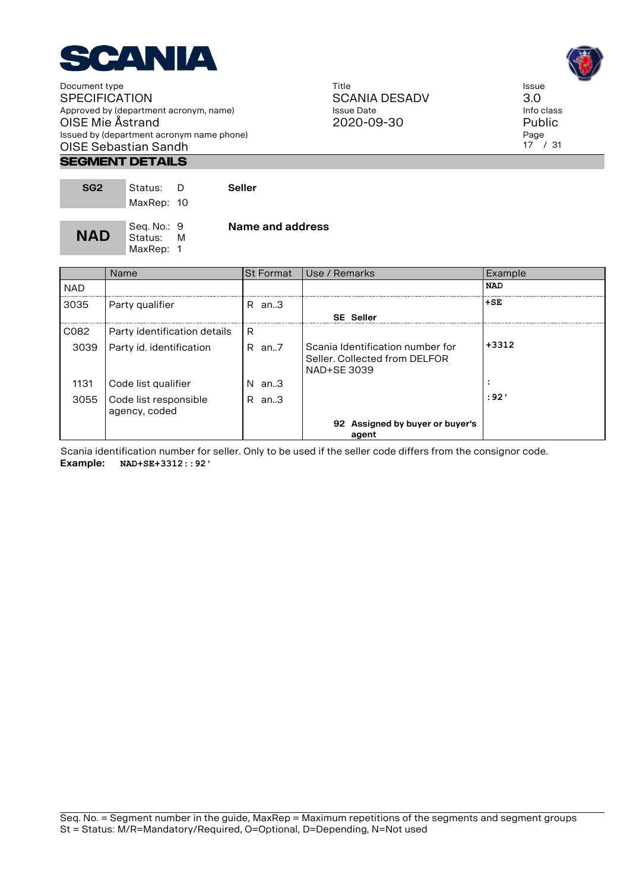## SEGMENT DETAILS

| SG2 | Status: D<br>MaxRep: 10 | **Seller** |
|---|---|---|

| NAD | Seq. No.: 9<br>Status: M<br>MaxRep: 1 | **Name and address** |
|---|---|---|

| | Name | St | Format | Use / Remarks | Example |
|---|---|---|---|---|---|
| NAD | | | | | **NAD** |
| 3035 | Party qualifier | R | an..3 | **SE Seller** | **+SE** |
| C082 | Party identification details | R | | | |
| 3039 | Party id. identification | R | an..7 | Scania Identification number for Seller. Collected from DELFOR NAD+SE 3039 | **+3312** |
| 1131 | Code list qualifier | N | an..3 | | **:** |
| 3055 | Code list responsible agency, coded | R | an..3 | **92 Assigned by buyer or buyer's agent** | **:92'** |

Scania identification number for seller. Only to be used if the seller code differs from the consignor code.

**Example:** `NAD+SE+3312::92'`

Seq. No. = Segment number in the guide, MaxRep = Maximum repetitions of the segments and segment groups
St = Status: M/R=Mandatory/Required, O=Optional, D=Depending, N=Not used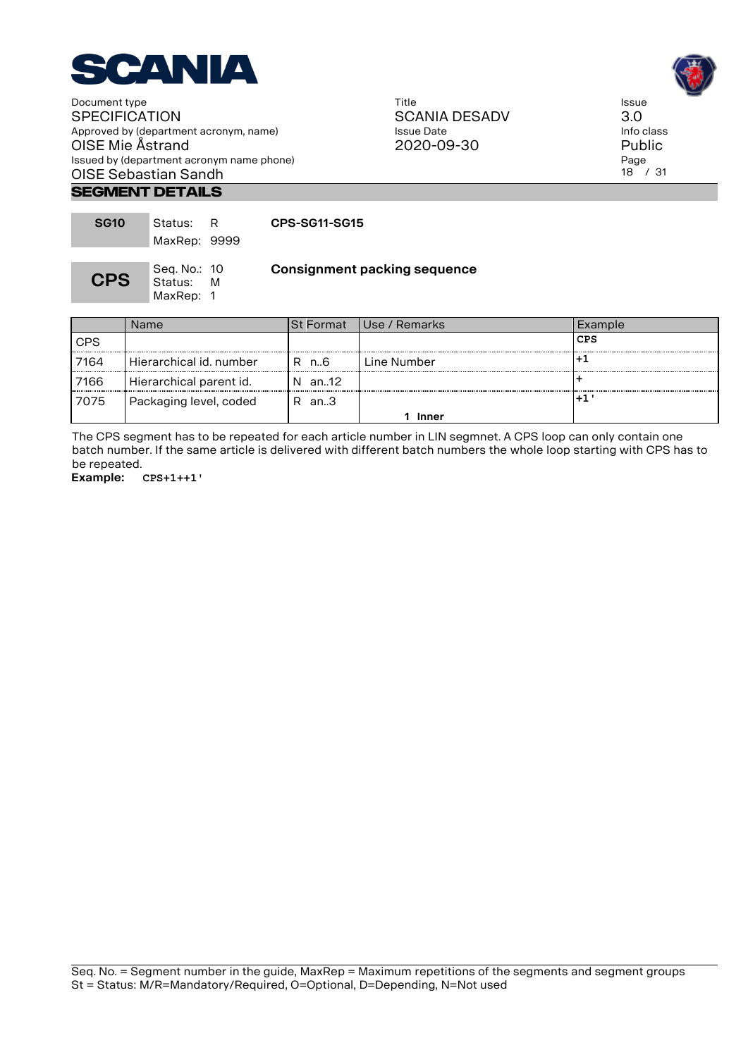## SEGMENT DETAILS

| SG10 | Status: R<br>MaxRep: 9999 | CPS-SG11-SG15 |
|---|---|---|

| CPS | Seq. No.: 10<br>Status: M<br>MaxRep: 1 | Consignment packing sequence |
|---|---|---|

| | Name | St Format | Use / Remarks | Example |
|---|---|---|---|---|
| CPS | | | | CPS |
| 7164 | Hierarchical id. number | R n..6 | Line Number | +1 |
| 7166 | Hierarchical parent id. | N an..12 | | + |
| 7075 | Packaging level, coded | R an..3 | 1 Inner | +1' |

The CPS segment has to be repeated for each article number in LIN segmnet. A CPS loop can only contain one batch number. If the same article is delivered with different batch numbers the whole loop starting with CPS has to be repeated.

**Example:** `CPS+1++1'`

Seq. No. = Segment number in the guide, MaxRep = Maximum repetitions of the segments and segment groups
St = Status: M/R=Mandatory/Required, O=Optional, D=Depending, N=Not used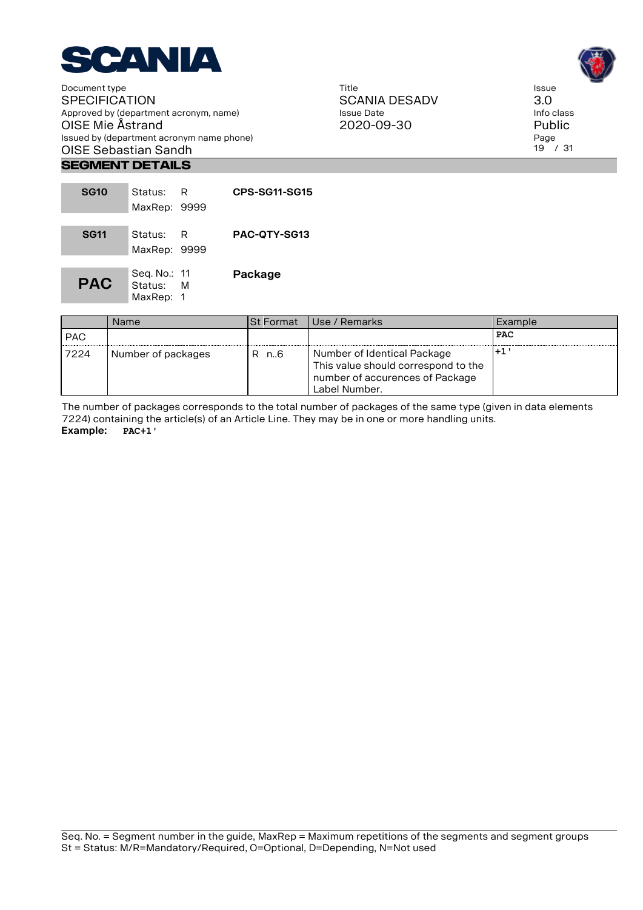## SEGMENT DETAILS

| | | |
|---|---|---|
| **SG10** | Status: R<br>MaxRep: 9999 | **CPS-SG11-SG15** |
| **SG11** | Status: R<br>MaxRep: 9999 | **PAC-QTY-SG13** |
| **PAC** | Seq. No.: 11<br>Status: M<br>MaxRep: 1 | **Package** |

| | Name | St Format | Use / Remarks | Example |
|---|---|---|---|---|
| PAC | | | | **PAC** |
| 7224 | Number of packages | R n..6 | Number of Identical Package This value should correspond to the number of accurences of Package Label Number. | **+1'** |

The number of packages corresponds to the total number of packages of the same type (given in data elements 7224) containing the article(s) of an Article Line. They may be in one or more handling units.

**Example:** `PAC+1'`

Seq. No. = Segment number in the guide, MaxRep = Maximum repetitions of the segments and segment groups
St = Status: M/R=Mandatory/Required, O=Optional, D=Depending, N=Not used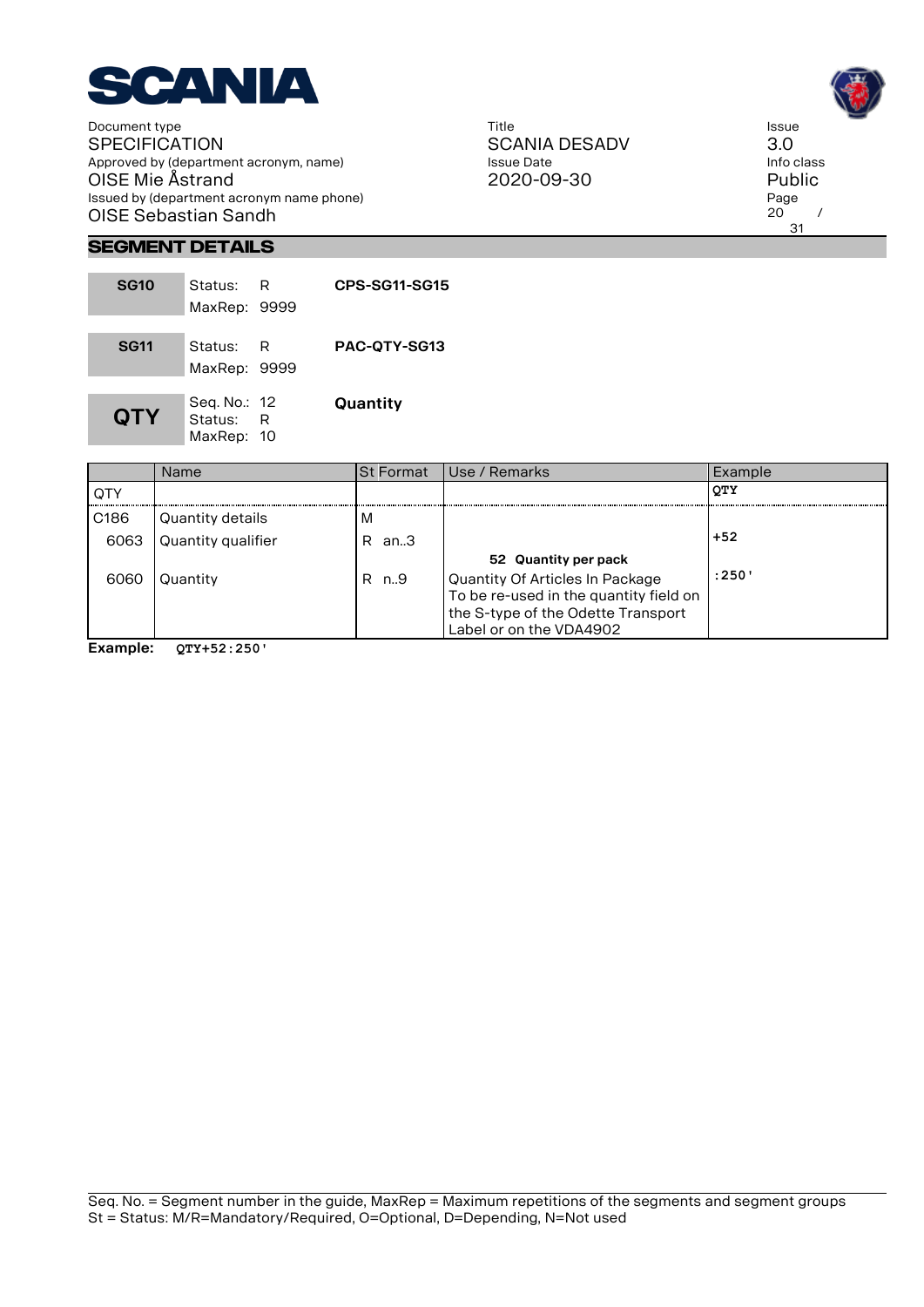## SEGMENT DETAILS

| SG10 | Status: R<br>MaxRep: 9999 | CPS-SG11-SG15 |
|---|---|---|

| SG11 | Status: R<br>MaxRep: 9999 | PAC-QTY-SG13 |
|---|---|---|

| QTY | Seq. No.: 12<br>Status: R<br>MaxRep: 10 | Quantity |
|---|---|---|

| | Name | St | Format | Use / Remarks | Example |
|---|---|---|---|---|---|
| QTY | | | | | QTY |
| C186 | Quantity details | M | | | |
| 6063 | Quantity qualifier | R | an..3 | | +52 |
| | | | | **52 Quantity per pack** | |
| 6060 | Quantity | R | n..9 | Quantity Of Articles In Package To be re-used in the quantity field on the S-type of the Odette Transport Label or on the VDA4902 | :250' |

**Example:** `QTY+52:250'`

Seq. No. = Segment number in the guide, MaxRep = Maximum repetitions of the segments and segment groups
St = Status: M/R=Mandatory/Required, O=Optional, D=Depending, N=Not used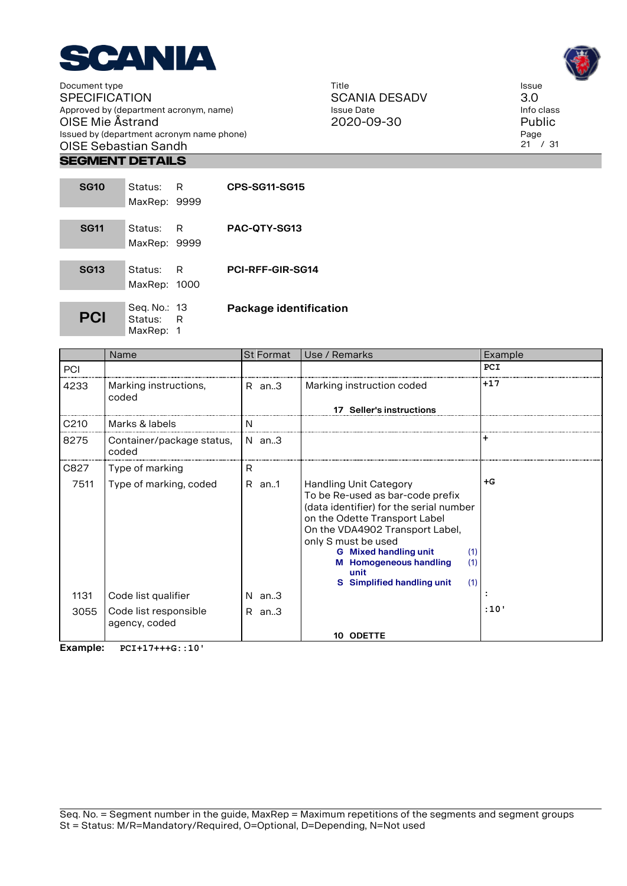## SEGMENT DETAILS

| SG10 | Status: R<br>MaxRep: 9999 | CPS-SG11-SG15 |
|---|---|---|

| SG11 | Status: R<br>MaxRep: 9999 | PAC-QTY-SG13 |
|---|---|---|

| SG13 | Status: R<br>MaxRep: 1000 | PCI-RFF-GIR-SG14 |
|---|---|---|

| PCI | Seq. No.: 13<br>Status: R<br>MaxRep: 1 | Package identification |
|---|---|---|

| | Name | St | Format | Use / Remarks | Example |
|---|---|---|---|---|---|
| PCI | | | | | PCI |
| 4233 | Marking instructions, coded | R | an..3 | Marking instruction coded<br>**17 Seller's instructions** | +17 |
| C210 | Marks & labels | N | | | |
| 8275 | Container/package status, coded | N | an..3 | | + |
| C827 | Type of marking | R | | | |
| 7511 | Type of marking, coded | R | an..1 | Handling Unit Category<br>To be Re-used as bar-code prefix (data identifier) for the serial number on the Odette Transport Label<br>On the VDA4902 Transport Label, only S must be used<br>**G Mixed handling unit** (1)<br>**M Homogeneous handling unit** (1)<br>**S Simplified handling unit** (1) | +G |
| 1131 | Code list qualifier | N | an..3 | | : |
| 3055 | Code list responsible agency, coded | R | an..3 | **10 ODETTE** | :10' |

**Example:** `PCI+17+++G::10'`

Seq. No. = Segment number in the guide, MaxRep = Maximum repetitions of the segments and segment groups
St = Status: M/R=Mandatory/Required, O=Optional, D=Depending, N=Not used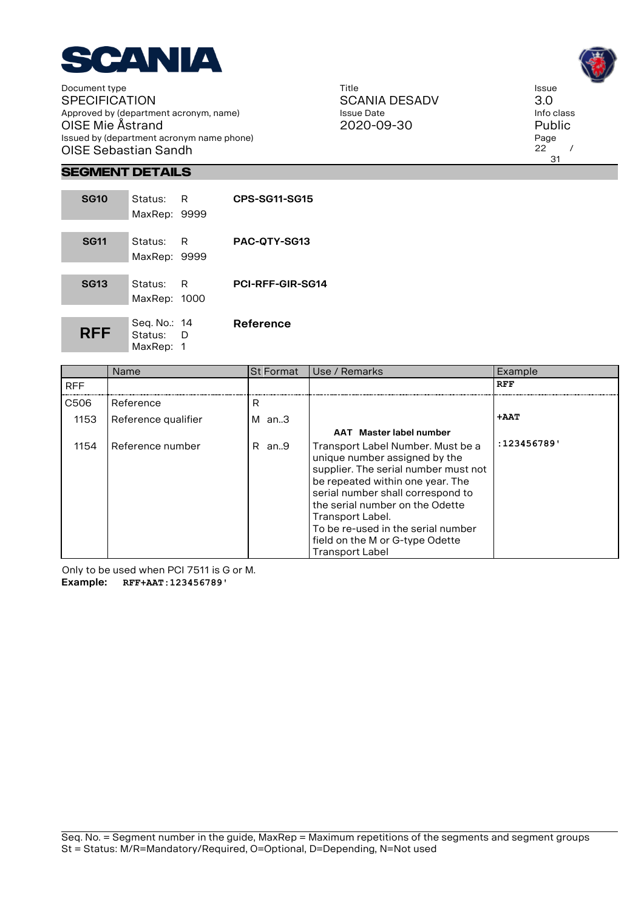## SEGMENT DETAILS

| | | |
|---|---|---|
| **SG10** | Status: R<br>MaxRep: 9999 | **CPS-SG11-SG15** |
| **SG11** | Status: R<br>MaxRep: 9999 | **PAC-QTY-SG13** |
| **SG13** | Status: R<br>MaxRep: 1000 | **PCI-RFF-GIR-SG14** |
| **RFF** | Seq. No.: 14<br>Status: D<br>MaxRep: 1 | **Reference** |

| | Name | St Format | Use / Remarks | Example |
|---|---|---|---|---|
| RFF | | | | **RFF** |
| C506 | Reference | R | | |
| 1153 | Reference qualifier | M an..3 | **AAT Master label number** | **+AAT** |
| 1154 | Reference number | R an..9 | Transport Label Number. Must be a unique number assigned by the supplier. The serial number must not be repeated within one year. The serial number shall correspond to the serial number on the Odette Transport Label.<br>To be re-used in the serial number field on the M or G-type Odette Transport Label | **:123456789'** |

Only to be used when PCI 7511 is G or M.

**Example:** `RFF+AAT:123456789'`

Seq. No. = Segment number in the guide, MaxRep = Maximum repetitions of the segments and segment groups
St = Status: M/R=Mandatory/Required, O=Optional, D=Depending, N=Not used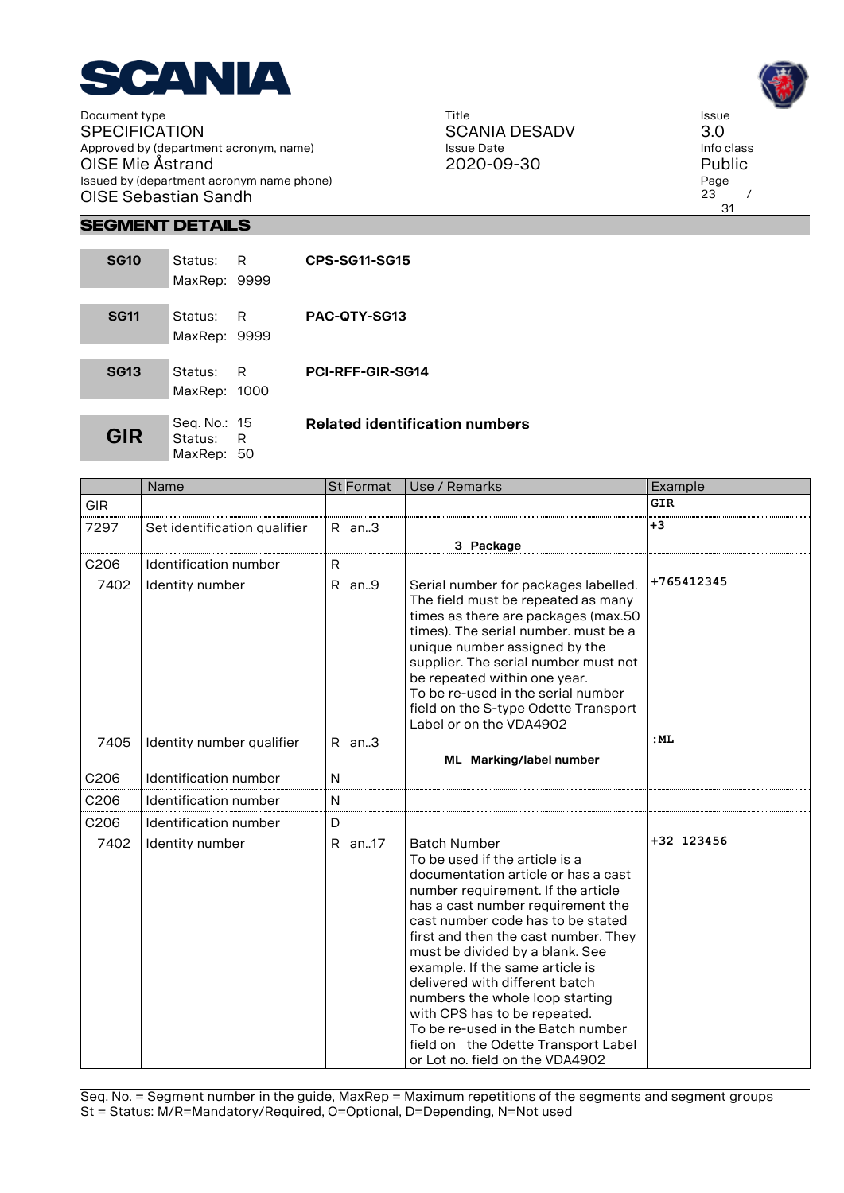## SEGMENT DETAILS

| | | |
|---|---|---|
| **SG10** | Status: R<br>MaxRep: 9999 | **CPS-SG11-SG15** |
| **SG11** | Status: R<br>MaxRep: 9999 | **PAC-QTY-SG13** |
| **SG13** | Status: R<br>MaxRep: 1000 | **PCI-RFF-GIR-SG14** |
| **GIR** | Seq. No.: 15<br>Status: R<br>MaxRep: 50 | **Related identification numbers** |

| | Name | St Format | Use / Remarks | Example |
|---|---|---|---|---|
| GIR | | | | GIR |
| 7297 | Set identification qualifier | R an..3 | **3 Package** | +3 |
| C206 | Identification number | R | | |
| 7402 | Identity number | R an..9 | Serial number for packages labelled. The field must be repeated as many times as there are packages (max.50 times). The serial number. must be a unique number assigned by the supplier. The serial number must not be repeated within one year. To be re-used in the serial number field on the S-type Odette Transport Label or on the VDA4902 | +765412345 |
| 7405 | Identity number qualifier | R an..3 | **ML Marking/label number** | :ML |
| C206 | Identification number | N | | |
| C206 | Identification number | N | | |
| C206 | Identification number | D | | |
| 7402 | Identity number | R an..17 | Batch Number<br>To be used if the article is a documentation article or has a cast number requirement. If the article has a cast number requirement the cast number code has to be stated first and then the cast number. They must be divided by a blank. See example. If the same article is delivered with different batch numbers the whole loop starting with CPS has to be repeated. To be re-used in the Batch number field on the Odette Transport Label or Lot no. field on the VDA4902 | +32 123456 |

Seq. No. = Segment number in the guide, MaxRep = Maximum repetitions of the segments and segment groups
St = Status: M/R=Mandatory/Required, O=Optional, D=Depending, N=Not used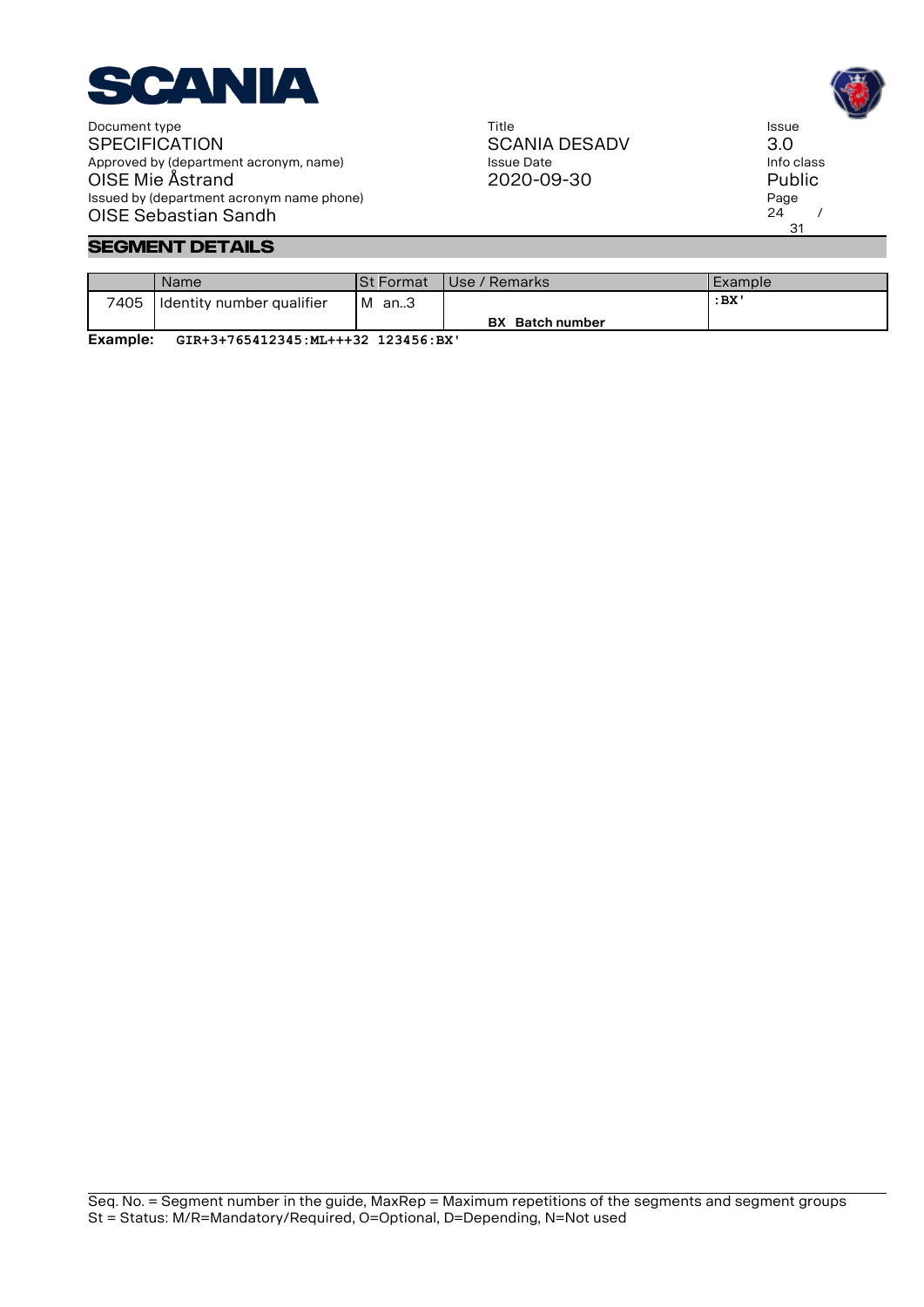## SEGMENT DETAILS

| | Name | St Format | Use / Remarks | Example |
|---|---|---|---|---|
| 7405 | Identity number qualifier | M an..3 | **BX Batch number** | **:BX'** |

**Example:** `GIR+3+765412345:ML+++32 123456:BX'`

Seq. No. = Segment number in the guide, MaxRep = Maximum repetitions of the segments and segment groups
St = Status: M/R=Mandatory/Required, O=Optional, D=Depending, N=Not used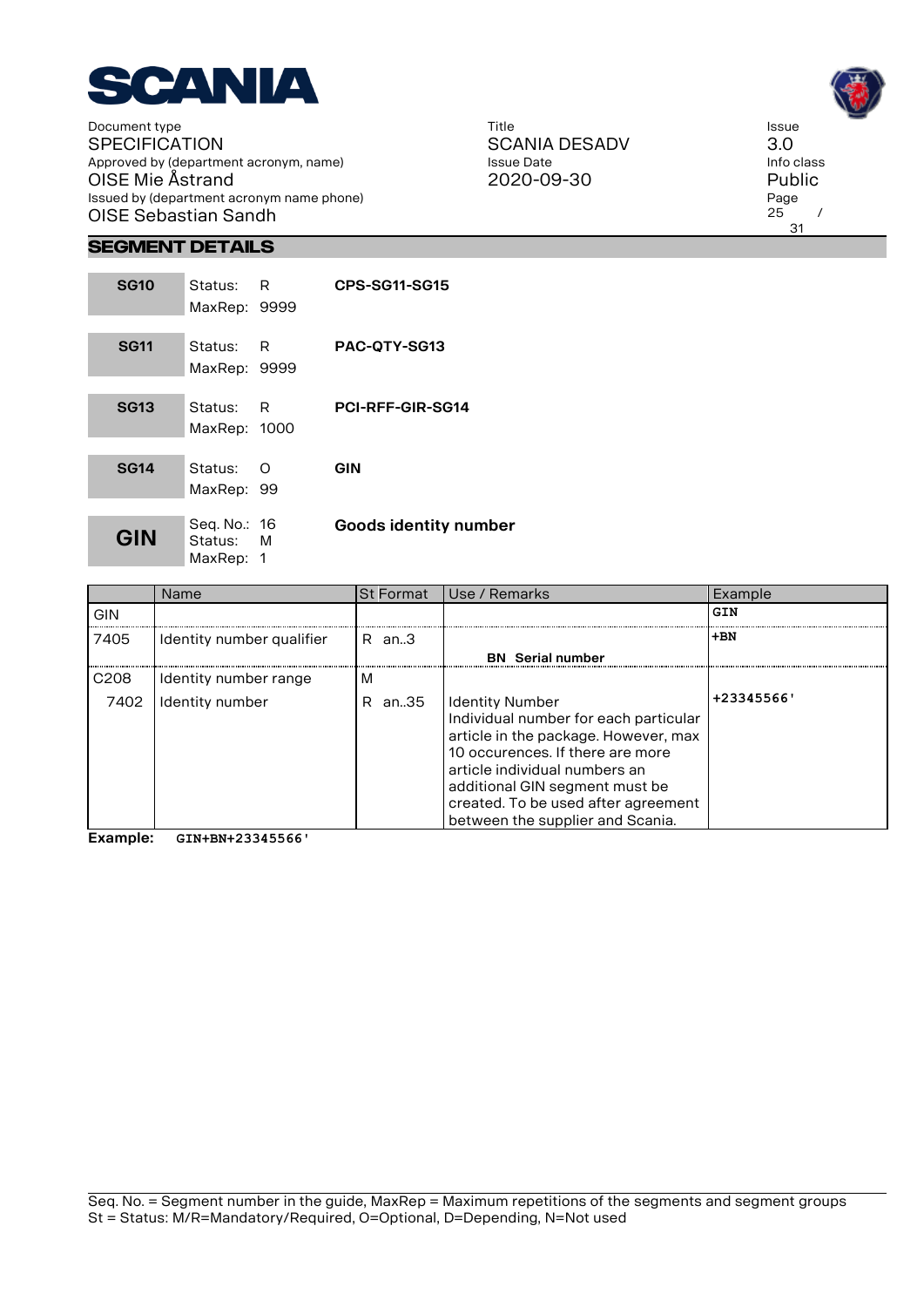## SEGMENT DETAILS

| | | |
|---|---|---|
| **SG10** | Status: R<br>MaxRep: 9999 | **CPS-SG11-SG15** |
| **SG11** | Status: R<br>MaxRep: 9999 | **PAC-QTY-SG13** |
| **SG13** | Status: R<br>MaxRep: 1000 | **PCI-RFF-GIR-SG14** |
| **SG14** | Status: O<br>MaxRep: 99 | **GIN** |
| **GIN** | Seq. No.: 16<br>Status: M<br>MaxRep: 1 | **Goods identity number** |

| | Name | St | Format | Use / Remarks | Example |
|---|---|---|---|---|---|
| GIN | | | | | `GIN` |
| 7405 | Identity number qualifier | R | an..3 | **BN Serial number** | `+BN` |
| C208 | Identity number range | M | | | |
| 7402 | Identity number | R | an..35 | Identity Number<br>Individual number for each particular article in the package. However, max 10 occurences. If there are more article individual numbers an additional GIN segment must be created. To be used after agreement between the supplier and Scania. | `+23345566'` |

**Example:** `GIN+BN+23345566'`

Seq. No. = Segment number in the guide, MaxRep = Maximum repetitions of the segments and segment groups
St = Status: M/R=Mandatory/Required, O=Optional, D=Depending, N=Not used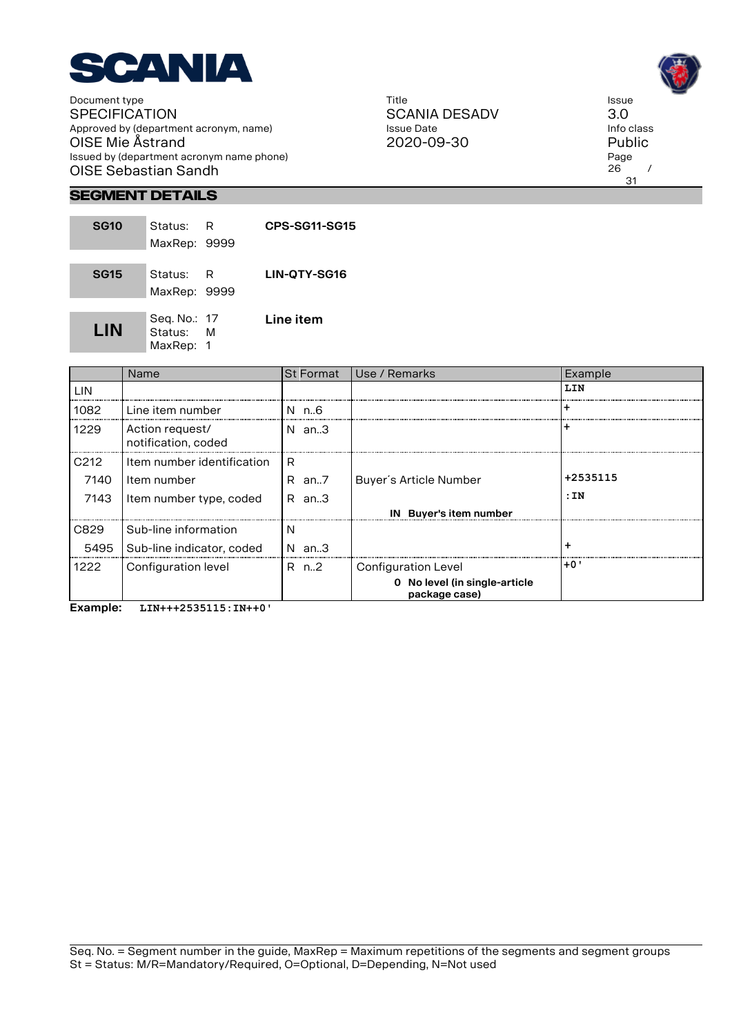## SEGMENT DETAILS

| **SG10** | Status: R<br>MaxRep: 9999 | **CPS-SG11-SG15** |
|---|---|---|

| **SG15** | Status: R<br>MaxRep: 9999 | **LIN-QTY-SG16** |
|---|---|---|

| **LIN** | Seq. No.: 17<br>Status: M<br>MaxRep: 1 | **Line item** |
|---|---|---|

| | Name | St | Format | Use / Remarks | Example |
|---|---|---|---|---|---|
| LIN | | | | | **LIN** |
| 1082 | Line item number | N | n..6 | | **+** |
| 1229 | Action request/ notification, coded | N | an..3 | | **+** |
| C212 | Item number identification | R | | | |
| 7140 | Item number | R | an..7 | Buyer´s Article Number | **+2535115** |
| 7143 | Item number type, coded | R | an..3 | **IN Buyer's item number** | **:IN** |
| C829 | Sub-line information | N | | | |
| 5495 | Sub-line indicator, coded | N | an..3 | | **+** |
| 1222 | Configuration level | R | n..2 | Configuration Level<br>**0 No level (in single-article package case)** | **+0'** |

**Example:** `LIN+++2535115:IN++0'`

Seq. No. = Segment number in the guide, MaxRep = Maximum repetitions of the segments and segment groups
St = Status: M/R=Mandatory/Required, O=Optional, D=Depending, N=Not used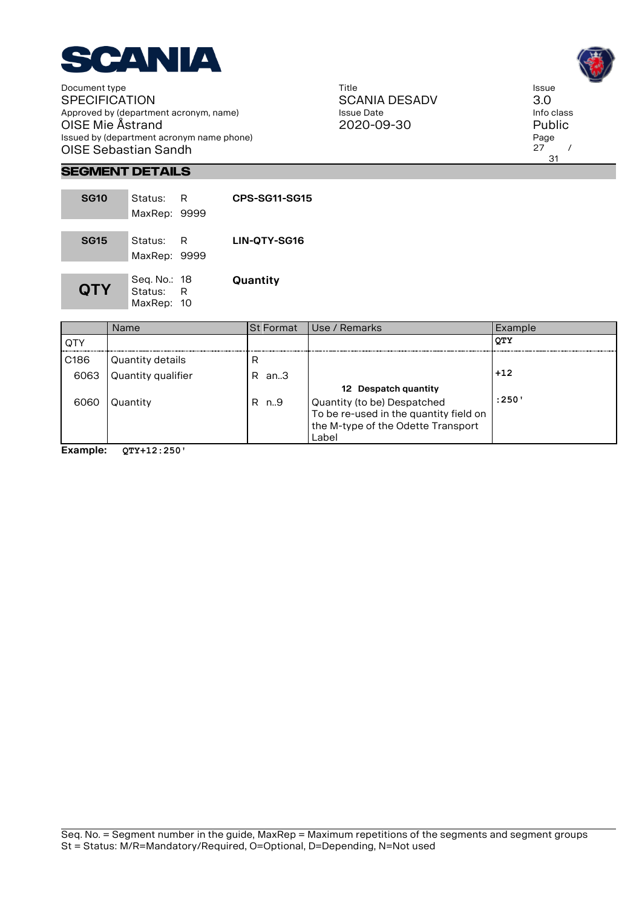## SEGMENT DETAILS

| **SG10** | Status: R<br>MaxRep: 9999 | **CPS-SG11-SG15** |
|---|---|---|

| **SG15** | Status: R<br>MaxRep: 9999 | **LIN-QTY-SG16** |
|---|---|---|

| **QTY** | Seq. No.: 18<br>Status: R<br>MaxRep: 10 | **Quantity** |
|---|---|---|

| | Name | St Format | Use / Remarks | Example |
|---|---|---|---|---|
| QTY | | | | **QTY** |
| C186 | Quantity details | R | | |
| 6063 | Quantity qualifier | R an..3 | **12 Despatch quantity** | **+12** |
| 6060 | Quantity | R n..9 | Quantity (to be) Despatched<br>To be re-used in the quantity field on the M-type of the Odette Transport Label | **:250'** |

**Example:** `QTY+12:250'`

Seq. No. = Segment number in the guide, MaxRep = Maximum repetitions of the segments and segment groups
St = Status: M/R=Mandatory/Required, O=Optional, D=Depending, N=Not used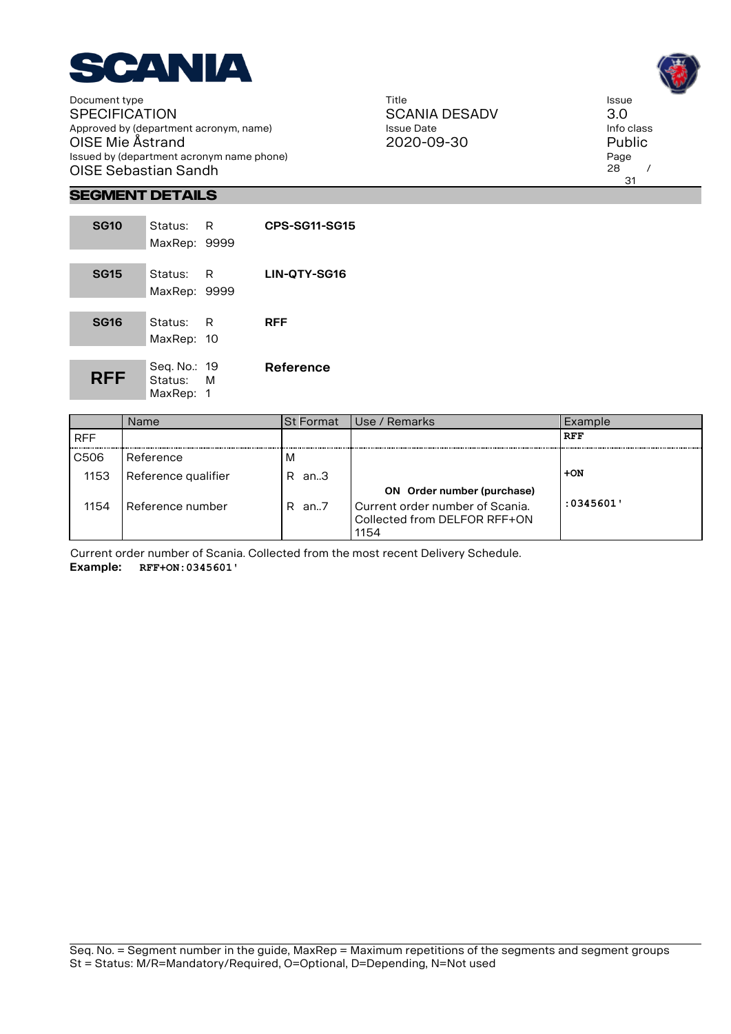## SEGMENT DETAILS

| **SG10** | Status: R<br>MaxRep: 9999 | **CPS-SG11-SG15** |
|---|---|---|
| **SG15** | Status: R<br>MaxRep: 9999 | **LIN-QTY-SG16** |
| **SG16** | Status: R<br>MaxRep: 10 | **RFF** |
| **RFF** | Seq. No.: 19<br>Status: M<br>MaxRep: 1 | **Reference** |

| | Name | St Format | Use / Remarks | Example |
|---|---|---|---|---|
| RFF | | | | RFF |
| C506 | Reference | M | | |
| 1153 | Reference qualifier | R an..3 | **ON Order number (purchase)** | +ON |
| 1154 | Reference number | R an..7 | Current order number of Scania. Collected from DELFOR RFF+ON 1154 | :0345601' |

Current order number of Scania. Collected from the most recent Delivery Schedule.

**Example:** `RFF+ON:0345601'`

Seq. No. = Segment number in the guide, MaxRep = Maximum repetitions of the segments and segment groups
St = Status: M/R=Mandatory/Required, O=Optional, D=Depending, N=Not used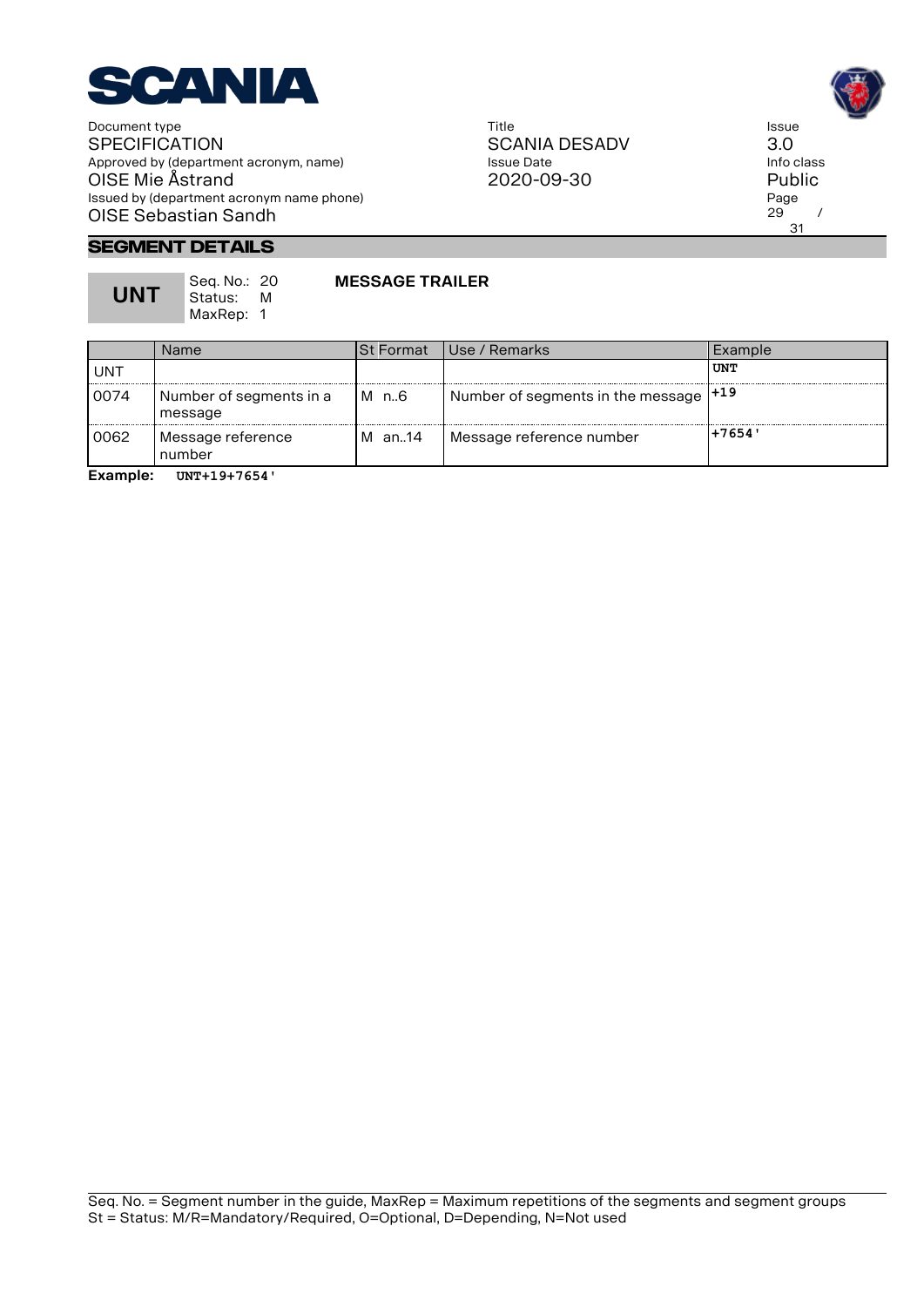## SEGMENT DETAILS

**UNT** Seq. No.: 20 Status: M MaxRep: 1 **MESSAGE TRAILER**

| | Name | St | Format | Use / Remarks | Example |
|---|---|---|---|---|---|
| UNT | | | | | **UNT** |
| 0074 | Number of segments in a message | M | n..6 | Number of segments in the message | **+19** |
| 0062 | Message reference number | M | an..14 | Message reference number | **+7654'** |

**Example:** `UNT+19+7654'`

Seq. No. = Segment number in the guide, MaxRep = Maximum repetitions of the segments and segment groups
St = Status: M/R=Mandatory/Required, O=Optional, D=Depending, N=Not used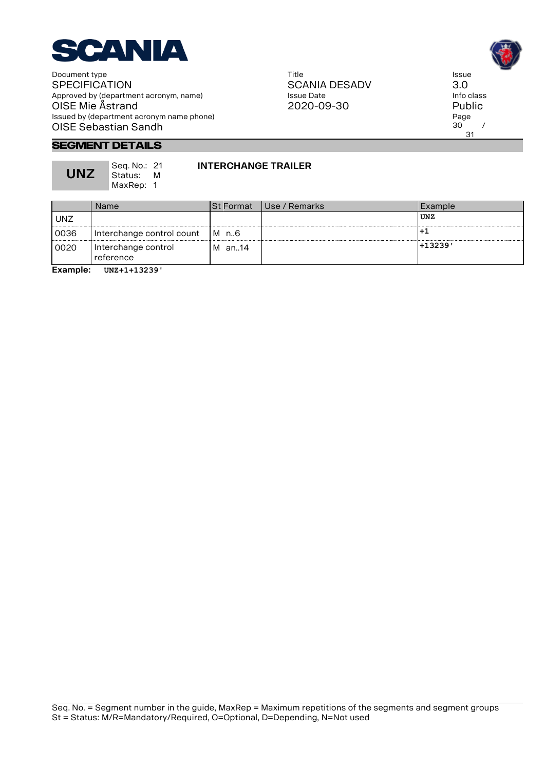## SEGMENT DETAILS

**UNZ** Seq. No.: 21 Status: M MaxRep: 1

**INTERCHANGE TRAILER**

| | Name | St Format | Use / Remarks | Example |
|---|---|---|---|---|
| UNZ | | | | **UNZ** |
| 0036 | Interchange control count | M n..6 | | **+1** |
| 0020 | Interchange control reference | M an..14 | | **+13239'** |

**Example:** **UNZ+1+13239'**

Seq. No. = Segment number in the guide, MaxRep = Maximum repetitions of the segments and segment groups
St = Status: M/R=Mandatory/Required, O=Optional, D=Depending, N=Not used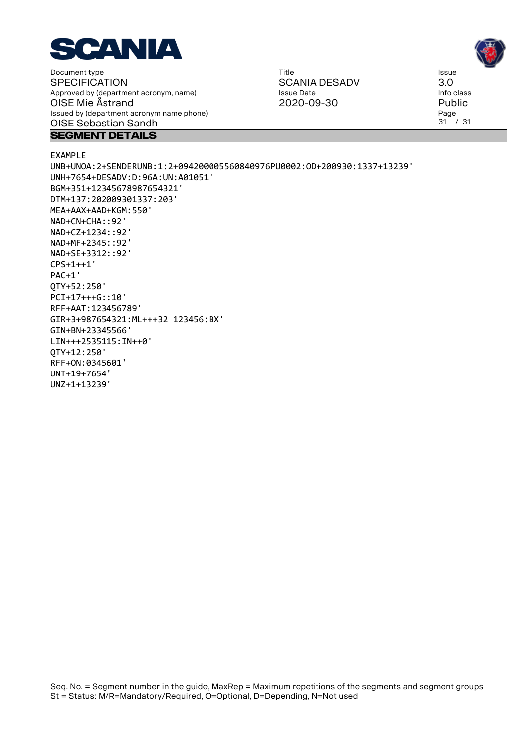## SEGMENT DETAILS

EXAMPLE

```
UNB+UNOA:2+SENDERUNB:1:2+0942000055608409 76PU0002:OD+200930:1337+13239'
UNH+7654+DESADV:D:96A:UN:A01051'
BGM+351+12345678987654321'
DTM+137:202009301337:203'
MEA+AAX+AAD+KGM:550'
NAD+CN+CHA::92'
NAD+CZ+1234::92'
NAD+MF+2345::92'
NAD+SE+3312::92'
CPS+1++1'
PAC+1'
QTY+52:250'
PCI+17+++G::10'
RFF+AAT:123456789'
GIR+3+987654321:ML+++32 123456:BX'
GIN+BN+23345566'
LIN+++2535115:IN++0'
QTY+12:250'
RFF+ON:0345601'
UNT+19+7654'
UNZ+1+13239'
```

Seq. No. = Segment number in the guide, MaxRep = Maximum repetitions of the segments and segment groups
St = Status: M/R=Mandatory/Required, O=Optional, D=Depending, N=Not used